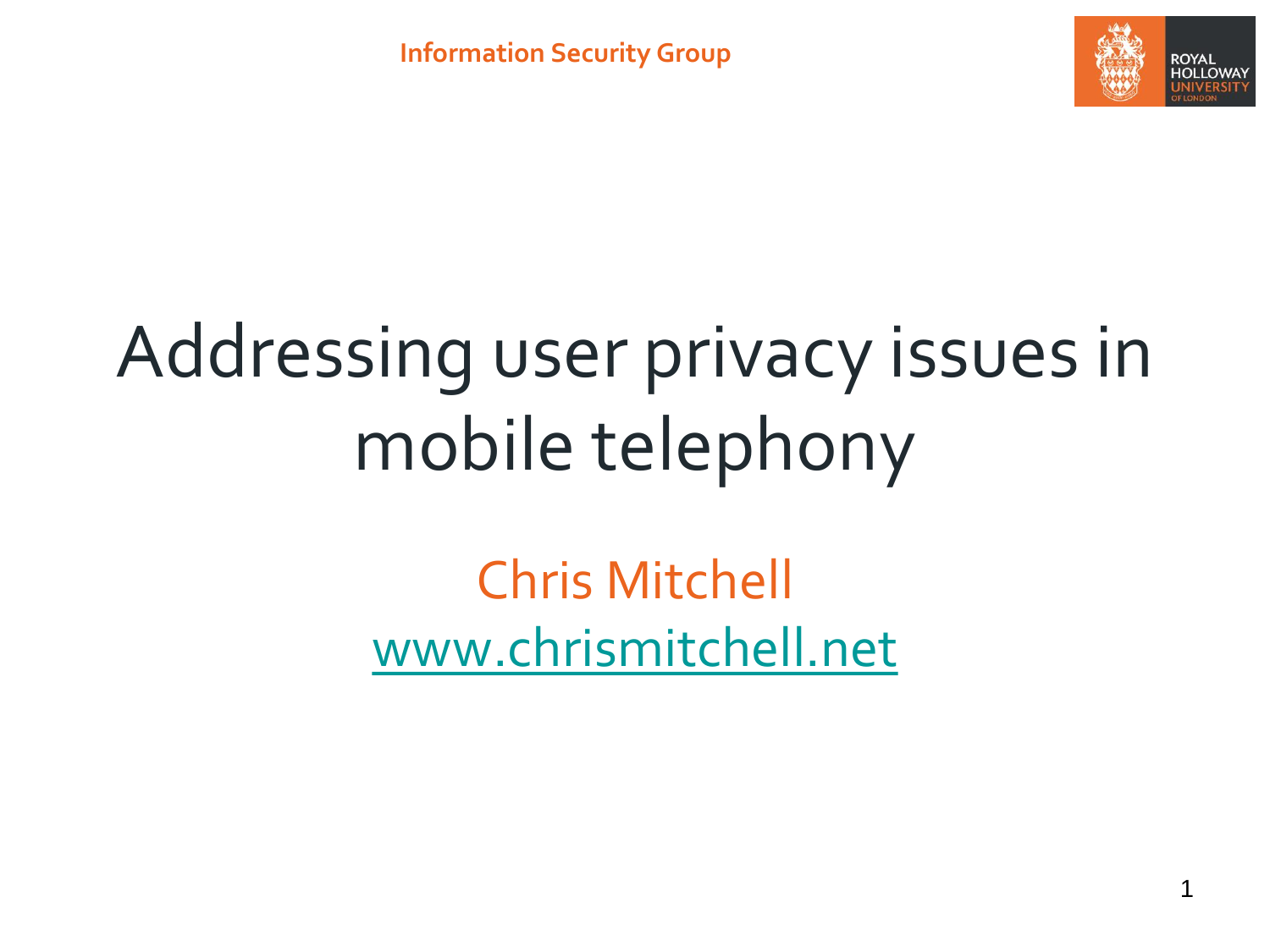Information Security Group

ROYAL HOLLOWAY UNIVERSITY OF LONDON

# Addressing user privacy issues in mobile telephony

Chris Mitchell

[www.chrismitchell.net](http://www.chrismitchell.net)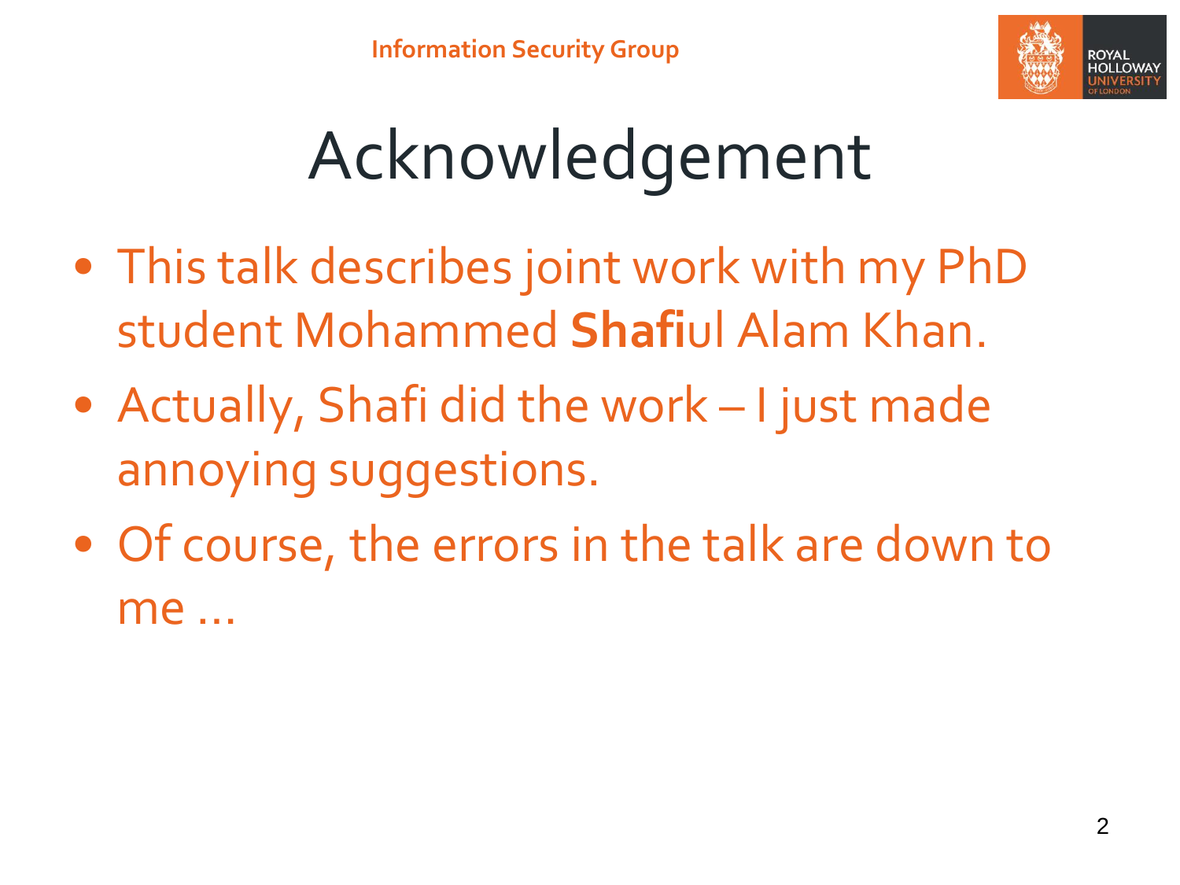# Acknowledgement

- This talk describes joint work with my PhD student Mohammed **Shafi**ul Alam Khan.
- Actually, Shafi did the work – I just made annoying suggestions.
- Of course, the errors in the talk are down to me ...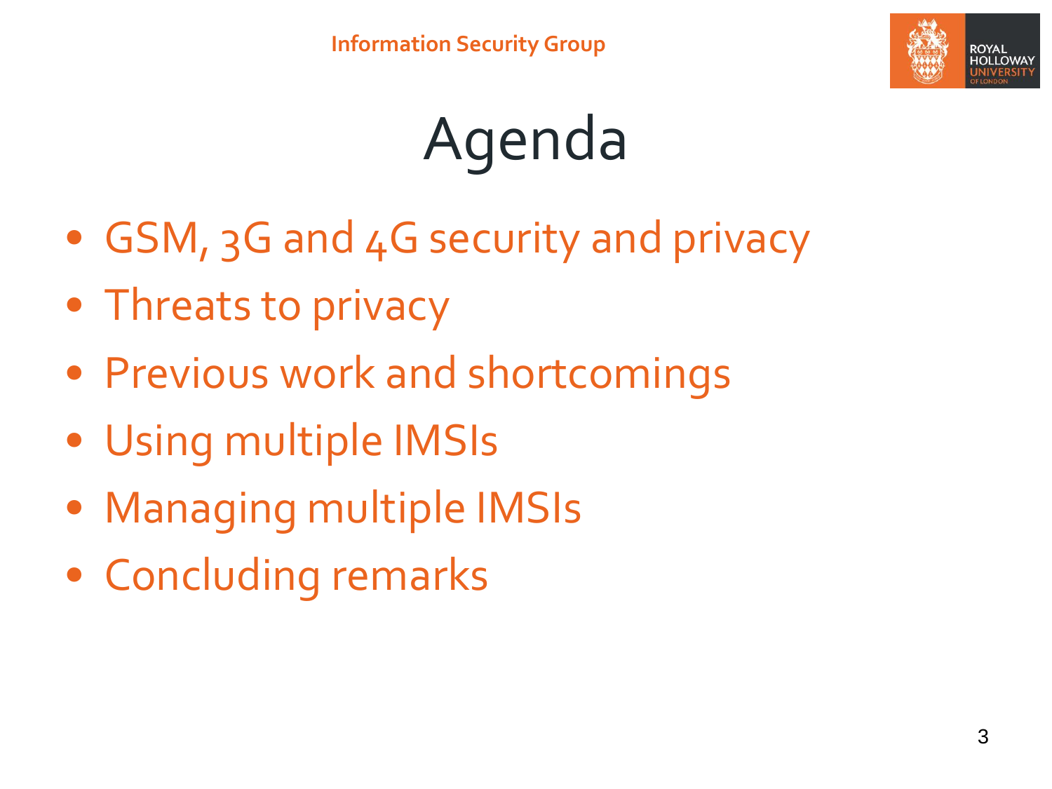# Agenda

- GSM, 3G and 4G security and privacy
- Threats to privacy
- Previous work and shortcomings
- Using multiple IMSIs
- Managing multiple IMSIs
- Concluding remarks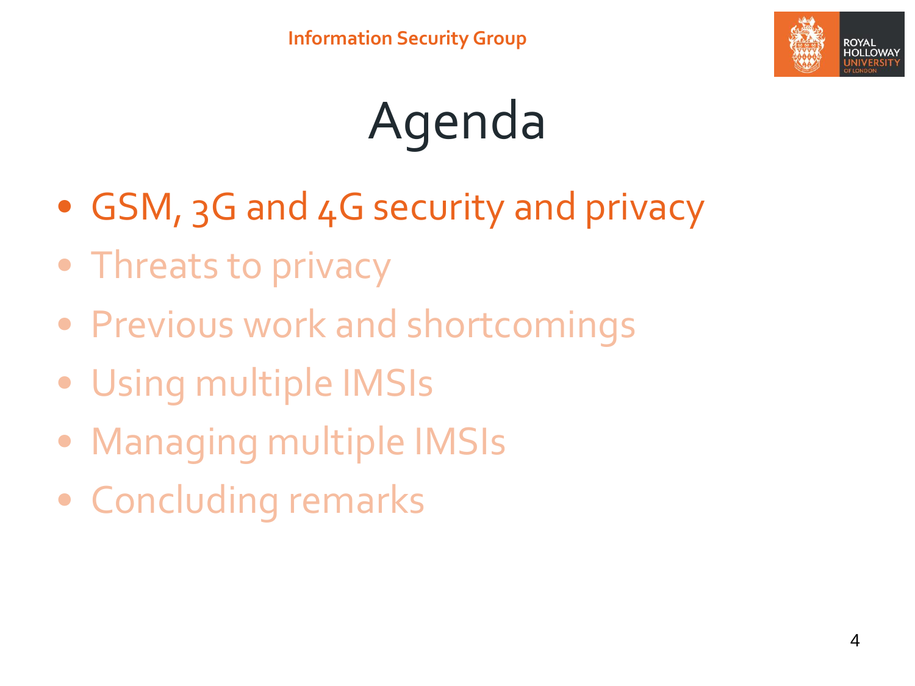# Agenda

- GSM, 3G and 4G security and privacy
- Threats to privacy
- Previous work and shortcomings
- Using multiple IMSIs
- Managing multiple IMSIs
- Concluding remarks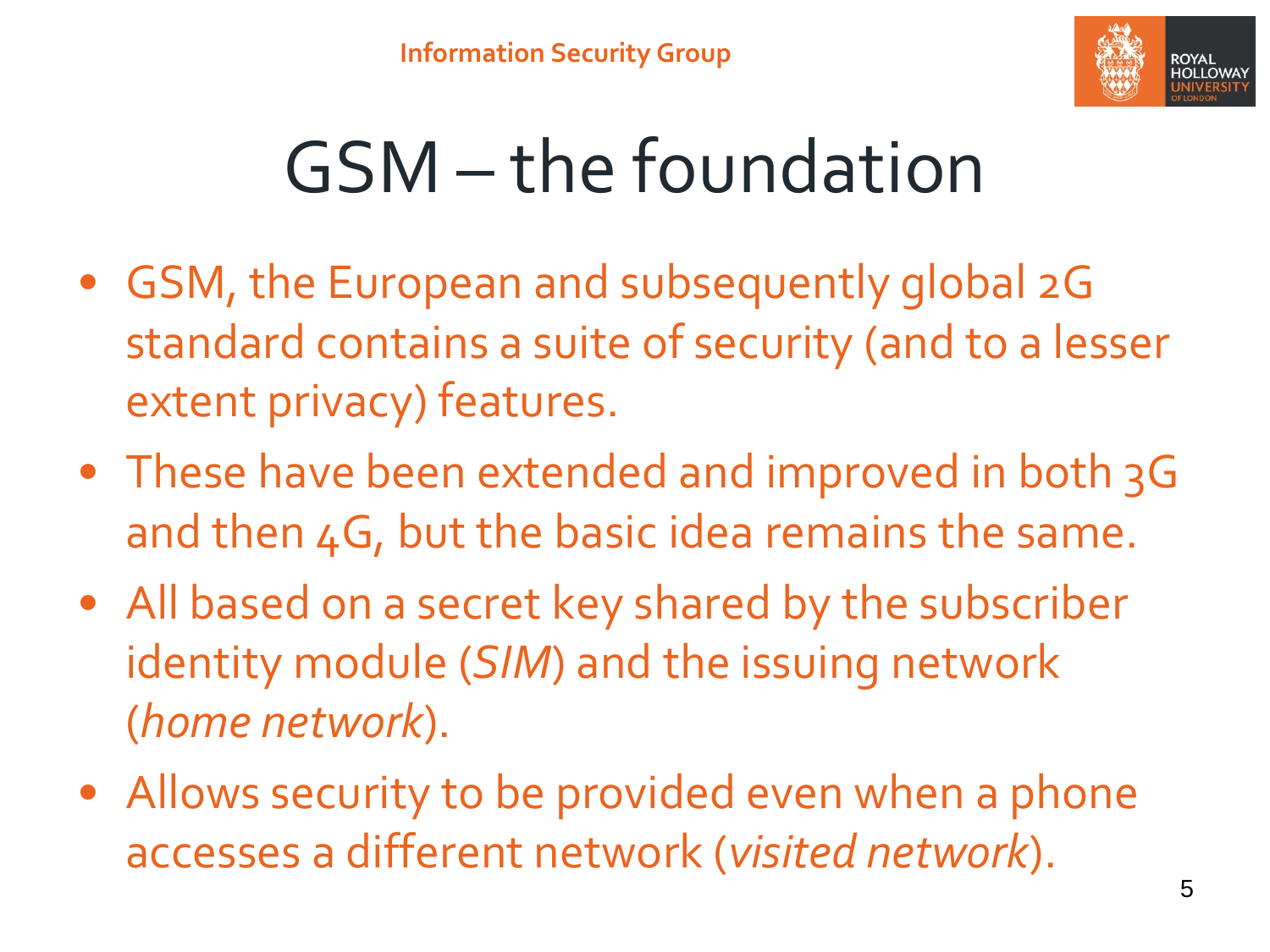# GSM – the foundation

- GSM, the European and subsequently global 2G standard contains a suite of security (and to a lesser extent privacy) features.
- These have been extended and improved in both 3G and then 4G, but the basic idea remains the same.
- All based on a secret key shared by the subscriber identity module (*SIM*) and the issuing network (*home network*).
- Allows security to be provided even when a phone accesses a different network (*visited network*).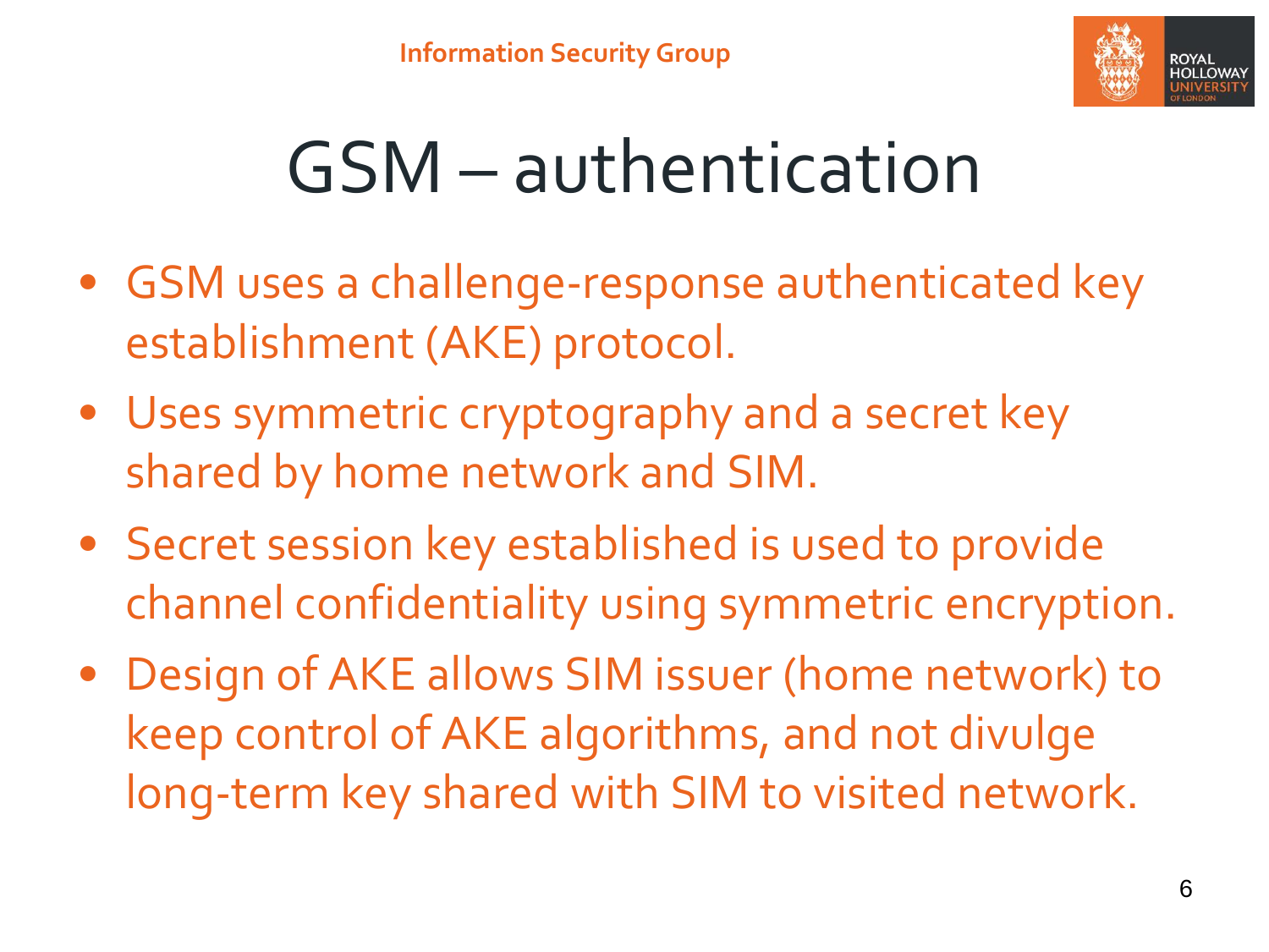# GSM – authentication

- GSM uses a challenge-response authenticated key establishment (AKE) protocol.
- Uses symmetric cryptography and a secret key shared by home network and SIM.
- Secret session key established is used to provide channel confidentiality using symmetric encryption.
- Design of AKE allows SIM issuer (home network) to keep control of AKE algorithms, and not divulge long-term key shared with SIM to visited network.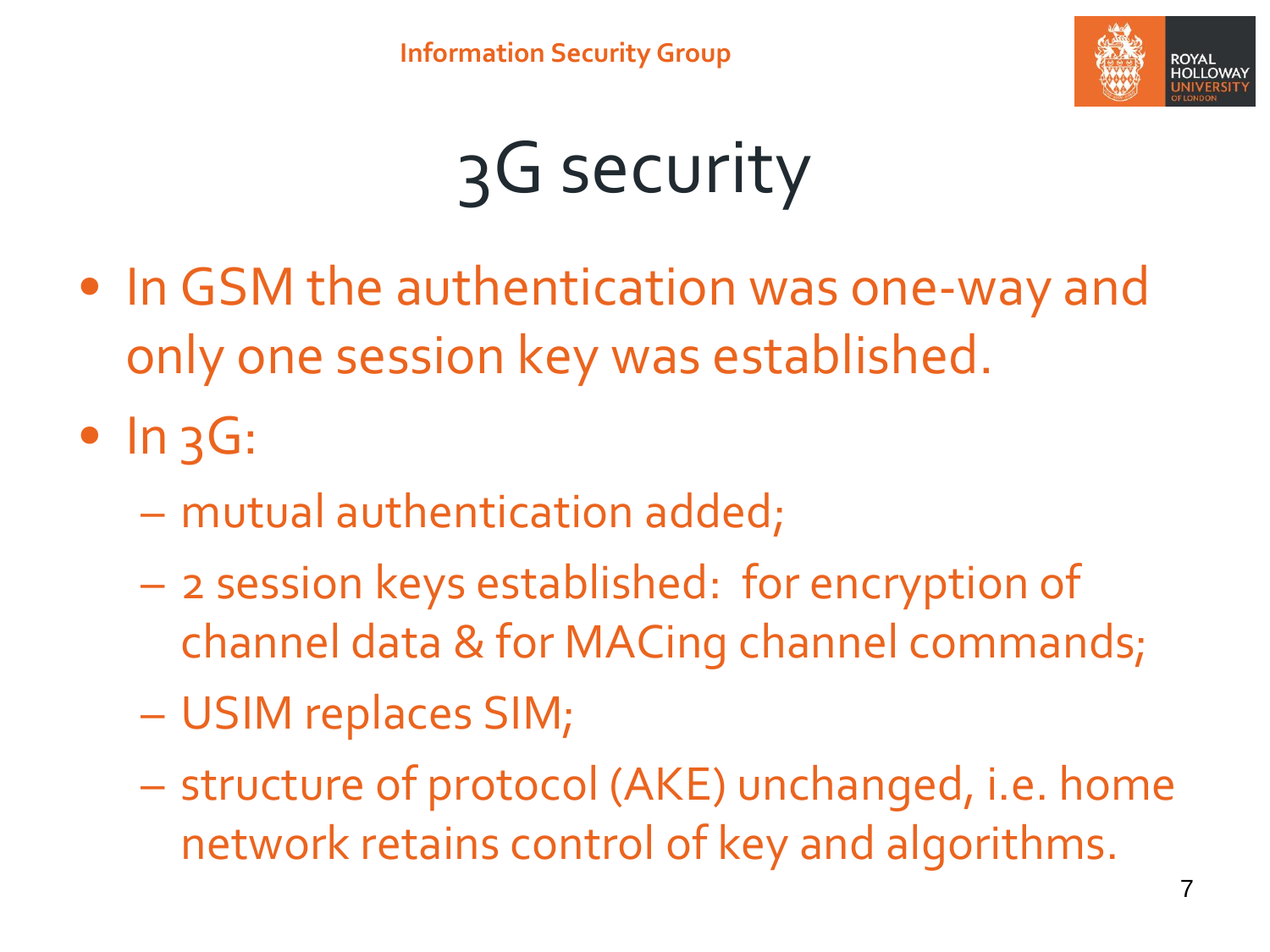# 3G security

- In GSM the authentication was one-way and only one session key was established.
- In 3G:
  - mutual authentication added;
  - 2 session keys established: for encryption of channel data & for MACing channel commands;
  - USIM replaces SIM;
  - structure of protocol (AKE) unchanged, i.e. home network retains control of key and algorithms.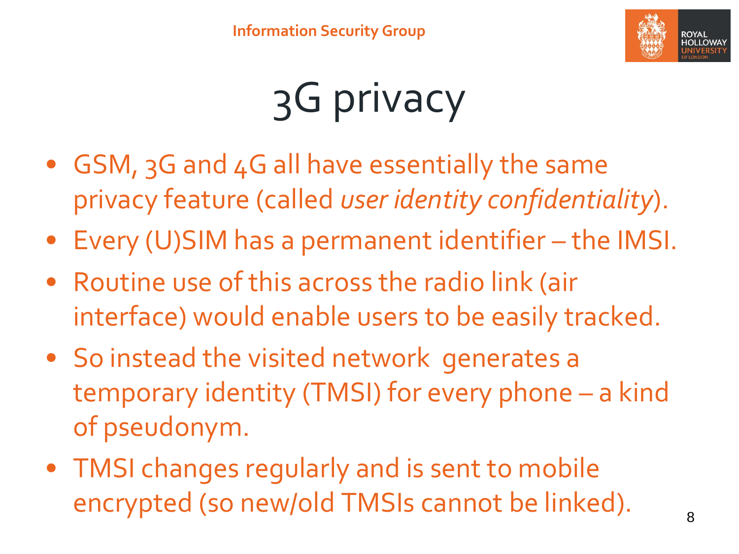# 3G privacy

- GSM, 3G and 4G all have essentially the same privacy feature (called *user identity confidentiality*).
- Every (U)SIM has a permanent identifier – the IMSI.
- Routine use of this across the radio link (air interface) would enable users to be easily tracked.
- So instead the visited network generates a temporary identity (TMSI) for every phone – a kind of pseudonym.
- TMSI changes regularly and is sent to mobile encrypted (so new/old TMSIs cannot be linked).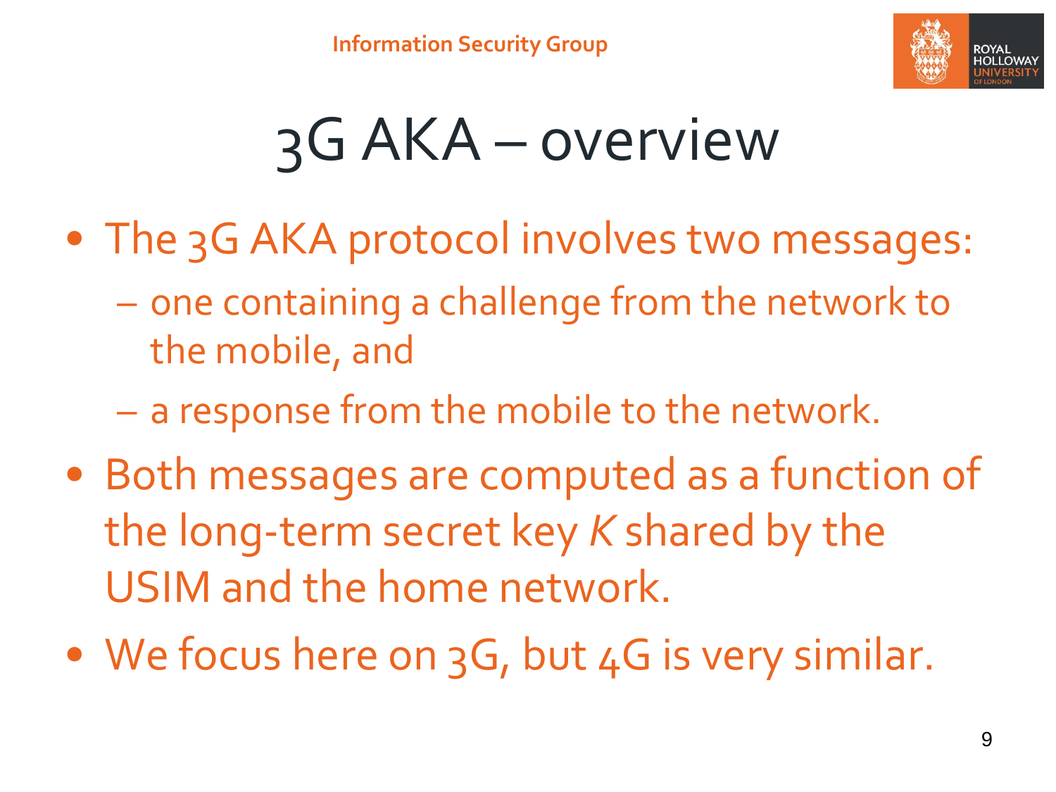# 3G AKA – overview

- The 3G AKA protocol involves two messages:
  - one containing a challenge from the network to the mobile, and
  - a response from the mobile to the network.
- Both messages are computed as a function of the long-term secret key $K$ shared by the USIM and the home network.
- We focus here on 3G, but 4G is very similar.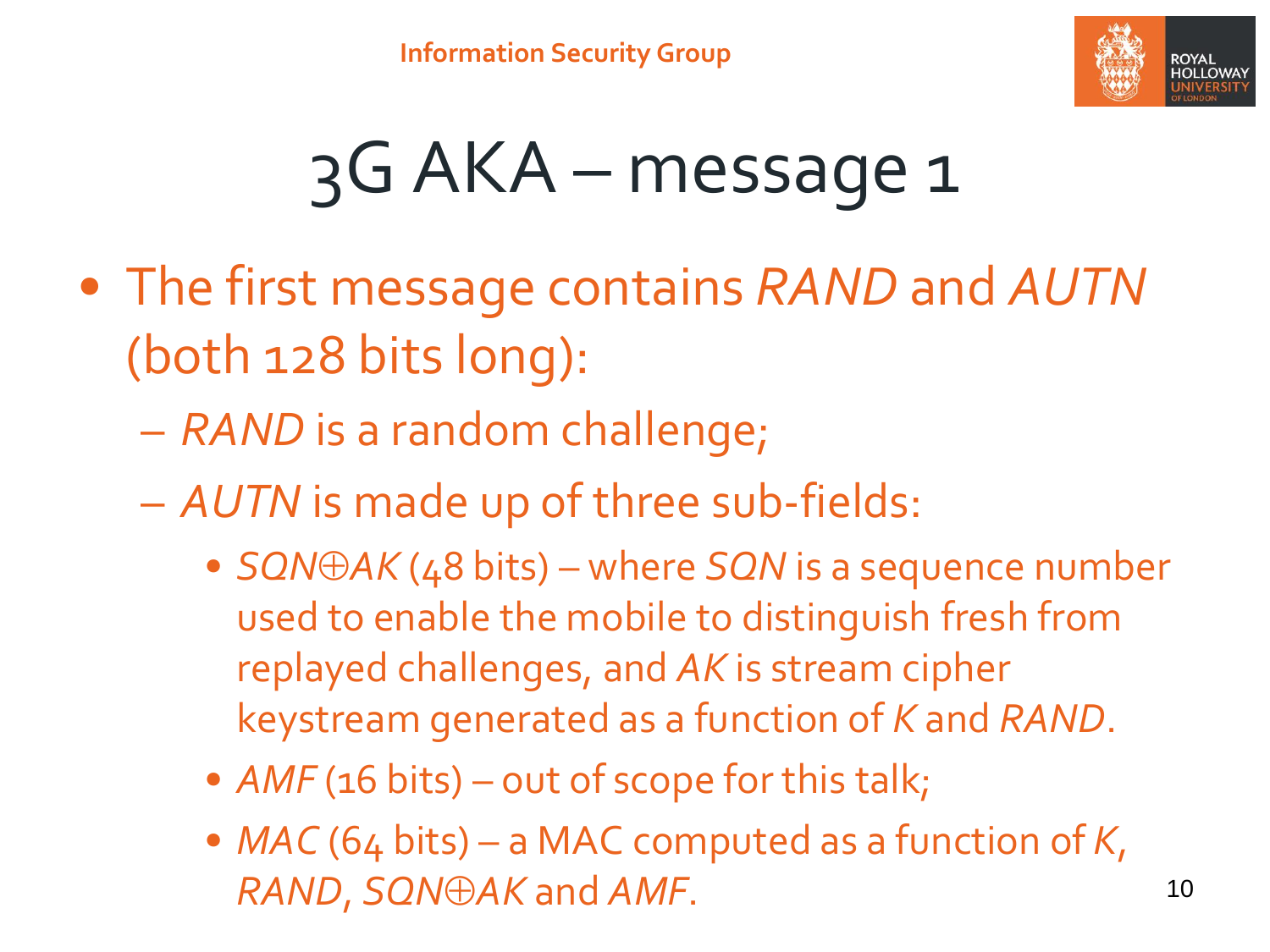# 3G AKA – message 1

- The first message contains *RAND* and *AUTN* (both 128 bits long):
  - *RAND* is a random challenge;
  - *AUTN* is made up of three sub-fields:
    - $SQN \oplus AK$ (48 bits) – where *SQN* is a sequence number used to enable the mobile to distinguish fresh from replayed challenges, and *AK* is stream cipher keystream generated as a function of *K* and *RAND*.
    - *AMF* (16 bits) – out of scope for this talk;
    - *MAC* (64 bits) – a MAC computed as a function of *K*, *RAND*, $SQN \oplus AK$ and *AMF*.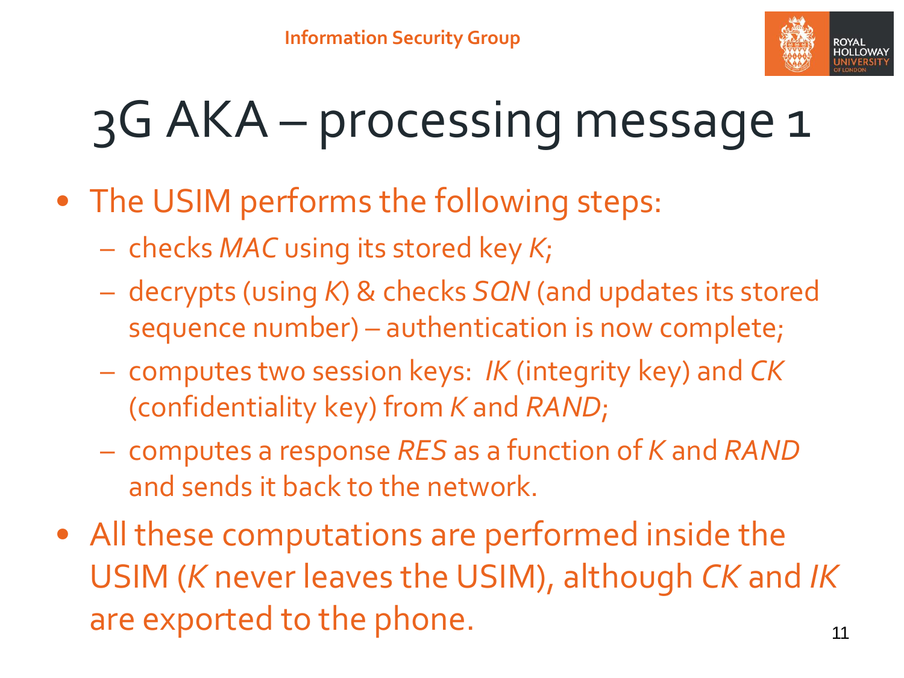# 3G AKA – processing message 1

- The USIM performs the following steps:
  - checks *MAC* using its stored key *K*;
  - decrypts (using *K*) & checks *SQN* (and updates its stored sequence number) – authentication is now complete;
  - computes two session keys: *IK* (integrity key) and *CK* (confidentiality key) from *K* and *RAND*;
  - computes a response *RES* as a function of *K* and *RAND* and sends it back to the network.
- All these computations are performed inside the USIM (*K* never leaves the USIM), although *CK* and *IK* are exported to the phone.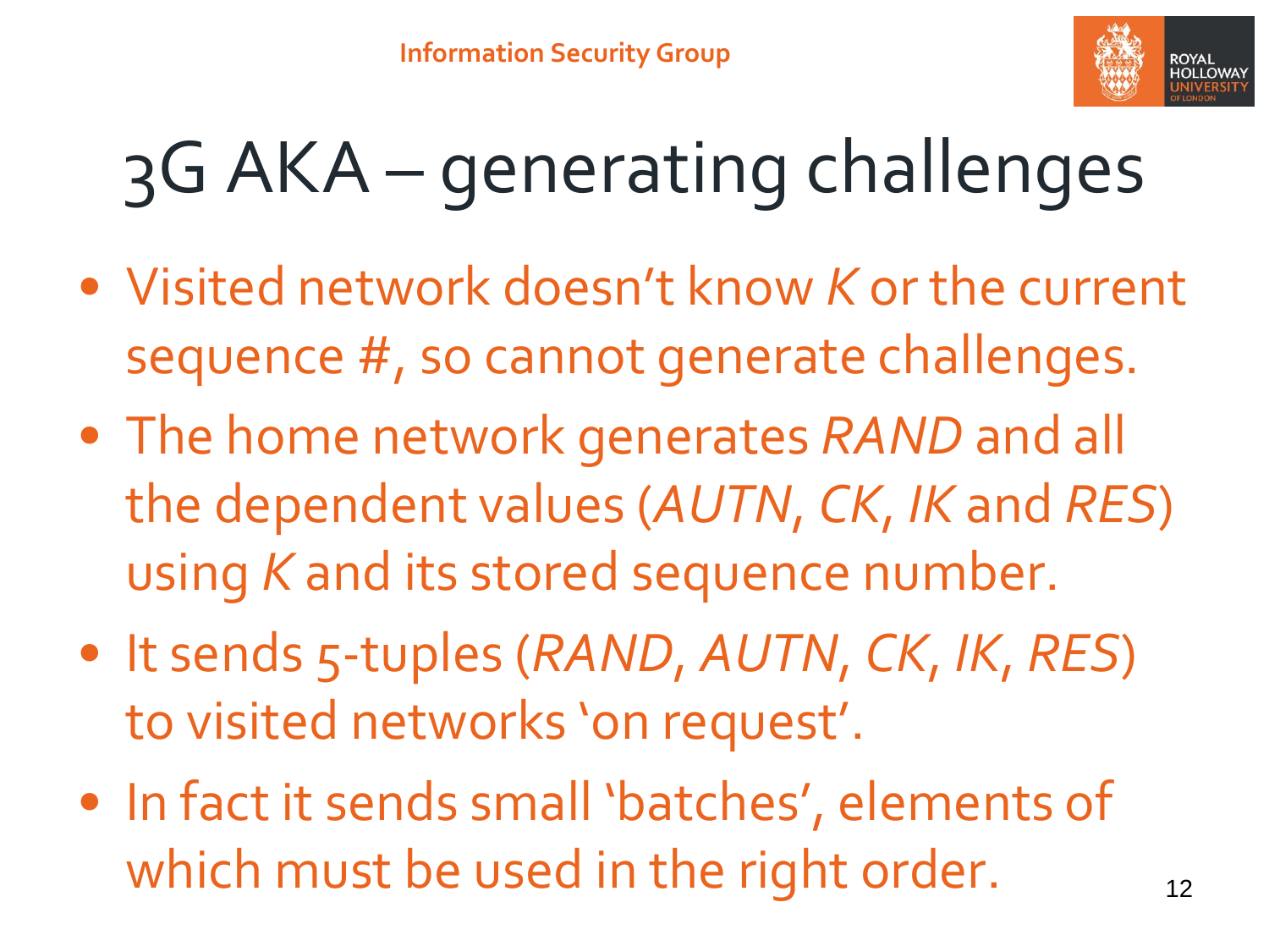# 3G AKA – generating challenges

- Visited network doesn't know *K* or the current sequence #, so cannot generate challenges.
- The home network generates *RAND* and all the dependent values (*AUTN*, *CK*, *IK* and *RES*) using *K* and its stored sequence number.
- It sends 5-tuples (*RAND*, *AUTN*, *CK*, *IK*, *RES*) to visited networks 'on request'.
- In fact it sends small 'batches', elements of which must be used in the right order.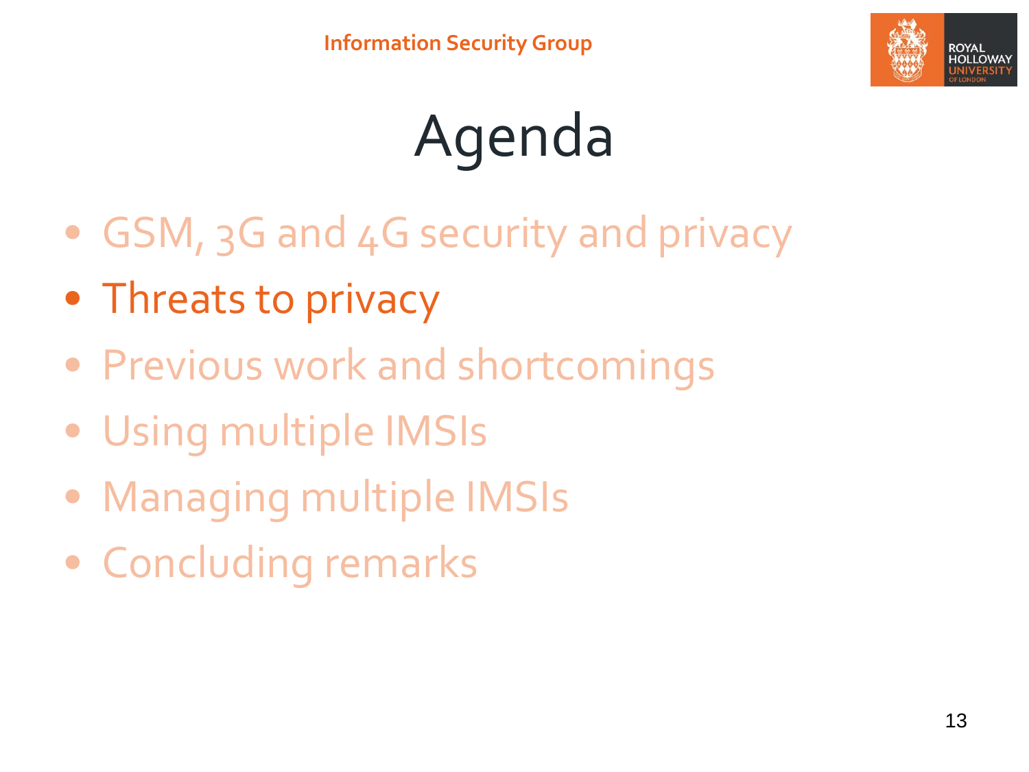# Agenda

- GSM, 3G and 4G security and privacy
- **Threats to privacy**
- Previous work and shortcomings
- Using multiple IMSIs
- Managing multiple IMSIs
- Concluding remarks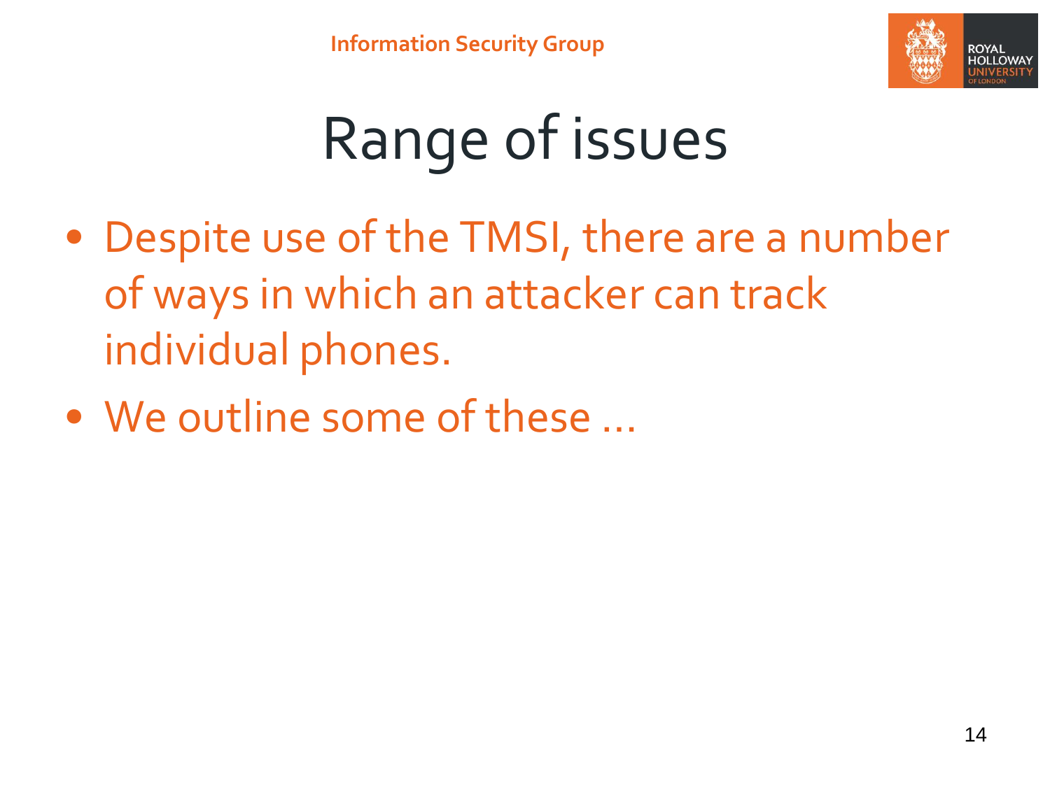# Range of issues

- Despite use of the TMSI, there are a number of ways in which an attacker can track individual phones.
- We outline some of these …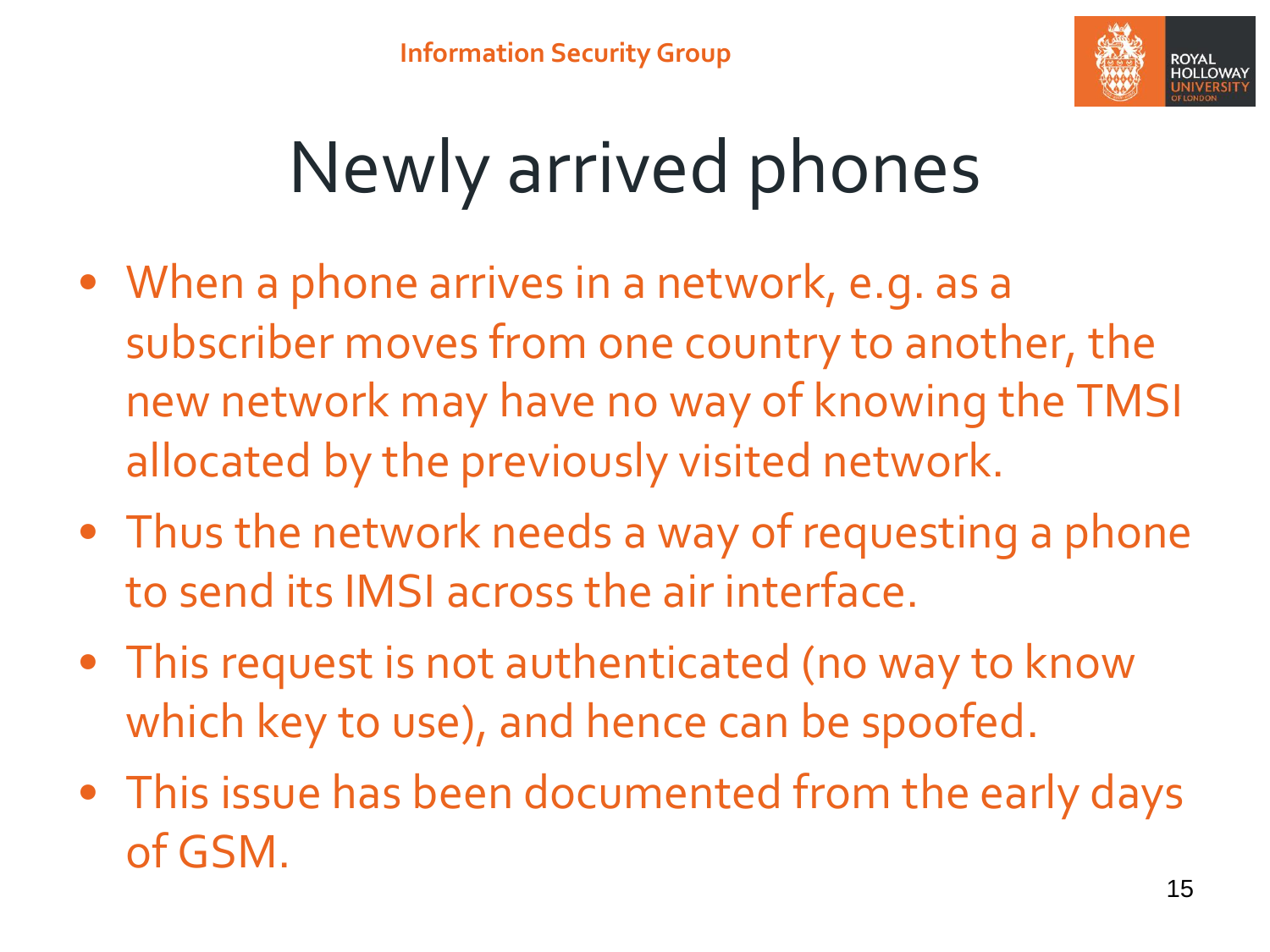# Newly arrived phones

- When a phone arrives in a network, e.g. as a subscriber moves from one country to another, the new network may have no way of knowing the TMSI allocated by the previously visited network.
- Thus the network needs a way of requesting a phone to send its IMSI across the air interface.
- This request is not authenticated (no way to know which key to use), and hence can be spoofed.
- This issue has been documented from the early days of GSM.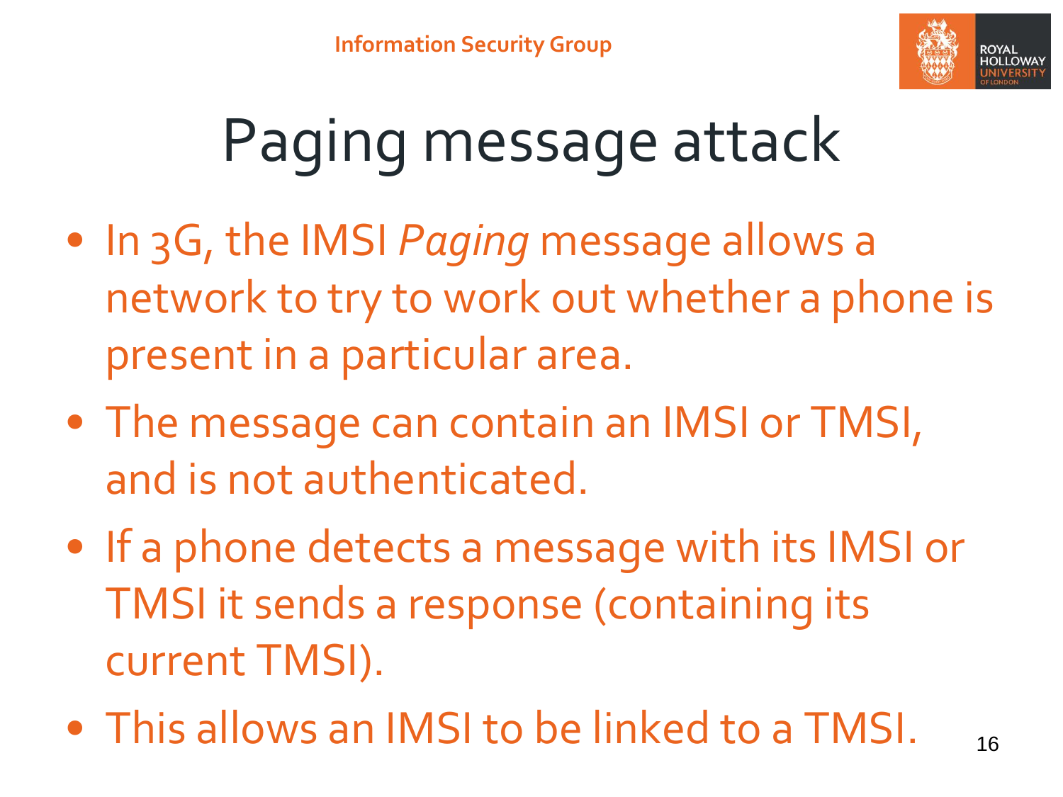# Paging message attack

- In 3G, the IMSI *Paging* message allows a network to try to work out whether a phone is present in a particular area.
- The message can contain an IMSI or TMSI, and is not authenticated.
- If a phone detects a message with its IMSI or TMSI it sends a response (containing its current TMSI).
- This allows an IMSI to be linked to a TMSI.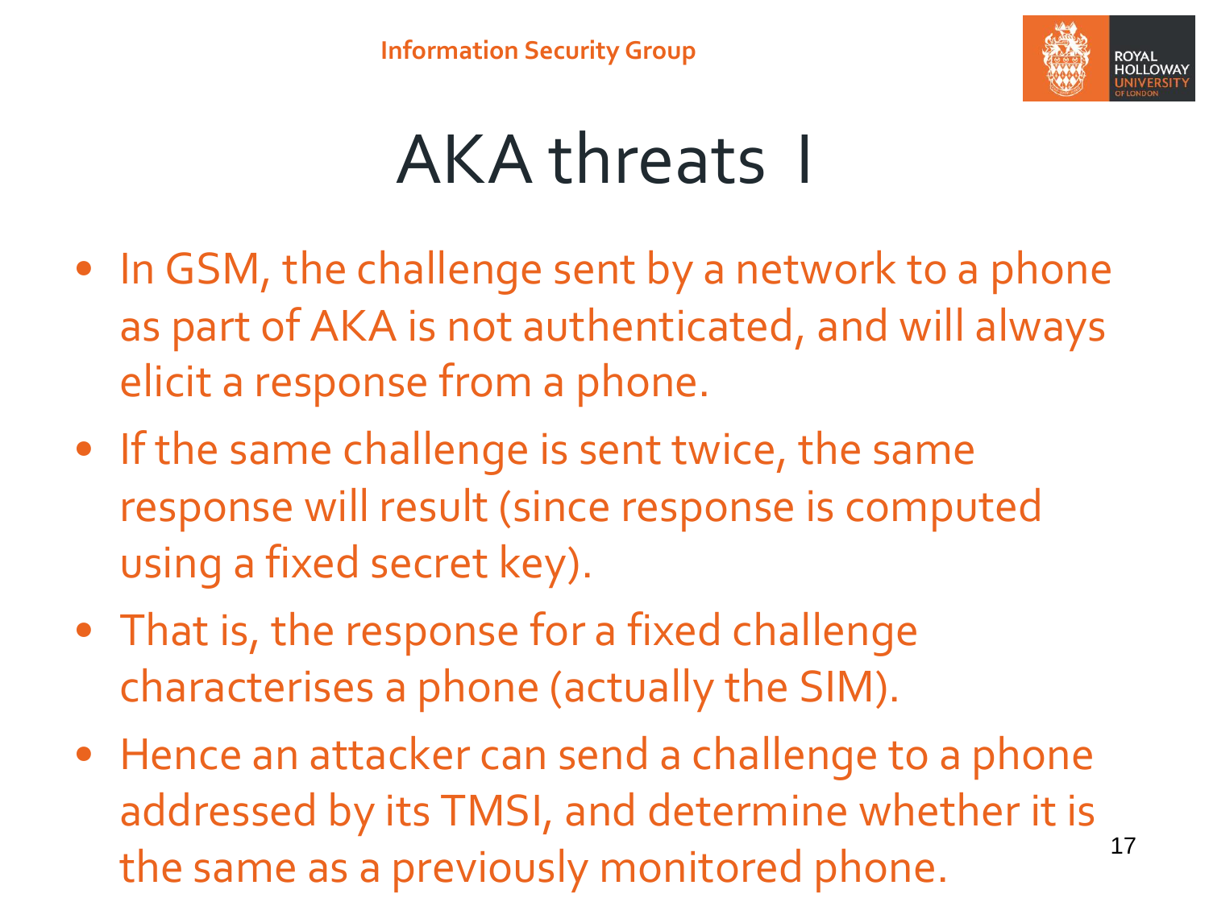# AKA threats I

- In GSM, the challenge sent by a network to a phone as part of AKA is not authenticated, and will always elicit a response from a phone.
- If the same challenge is sent twice, the same response will result (since response is computed using a fixed secret key).
- That is, the response for a fixed challenge characterises a phone (actually the SIM).
- Hence an attacker can send a challenge to a phone addressed by its TMSI, and determine whether it is the same as a previously monitored phone.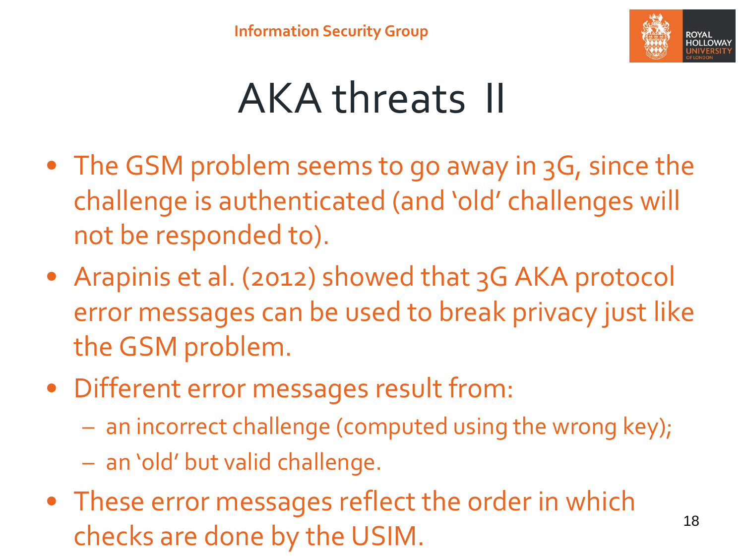# AKA threats II

- The GSM problem seems to go away in 3G, since the challenge is authenticated (and 'old' challenges will not be responded to).
- Arapinis et al. (2012) showed that 3G AKA protocol error messages can be used to break privacy just like the GSM problem.
- Different error messages result from:
  - an incorrect challenge (computed using the wrong key);
  - an 'old' but valid challenge.
- These error messages reflect the order in which checks are done by the USIM.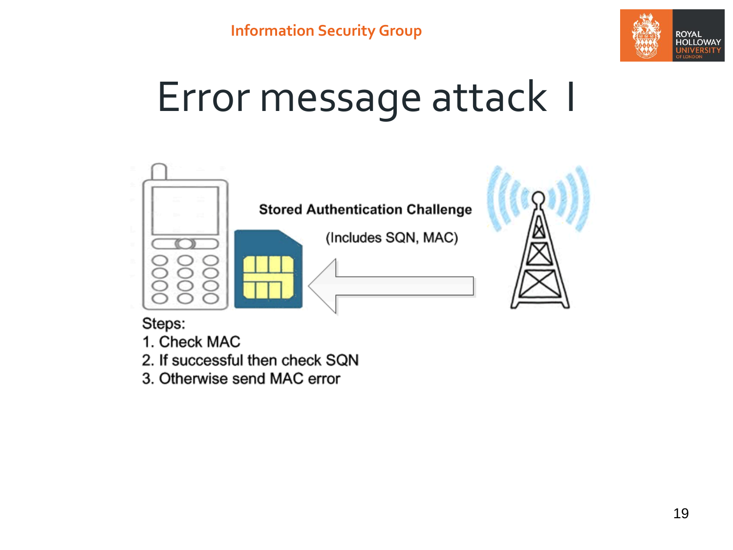# Error message attack I

Stored Authentication Challenge

(Includes SQN, MAC)

Steps:
1. Check MAC
2. If successful then check SQN
3. Otherwise send MAC error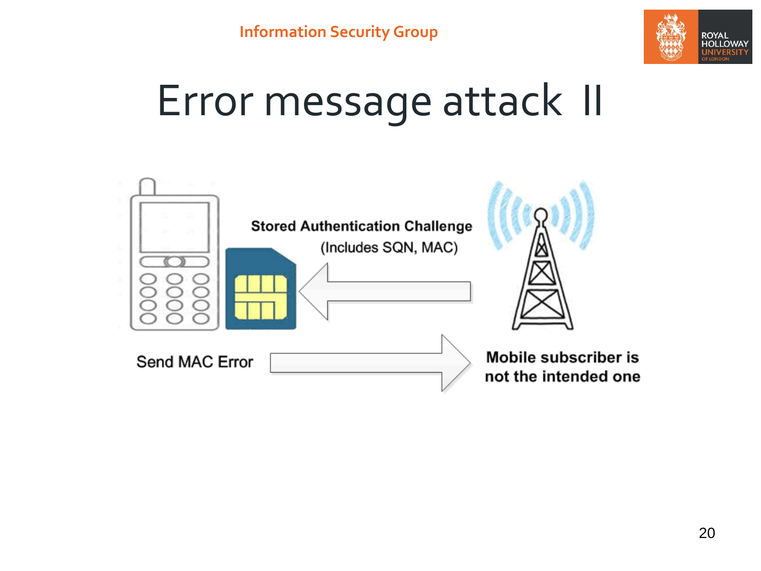# Error message attack II

Stored Authentication Challenge

(Includes SQN, MAC)

Send MAC Error

Mobile subscriber is not the intended one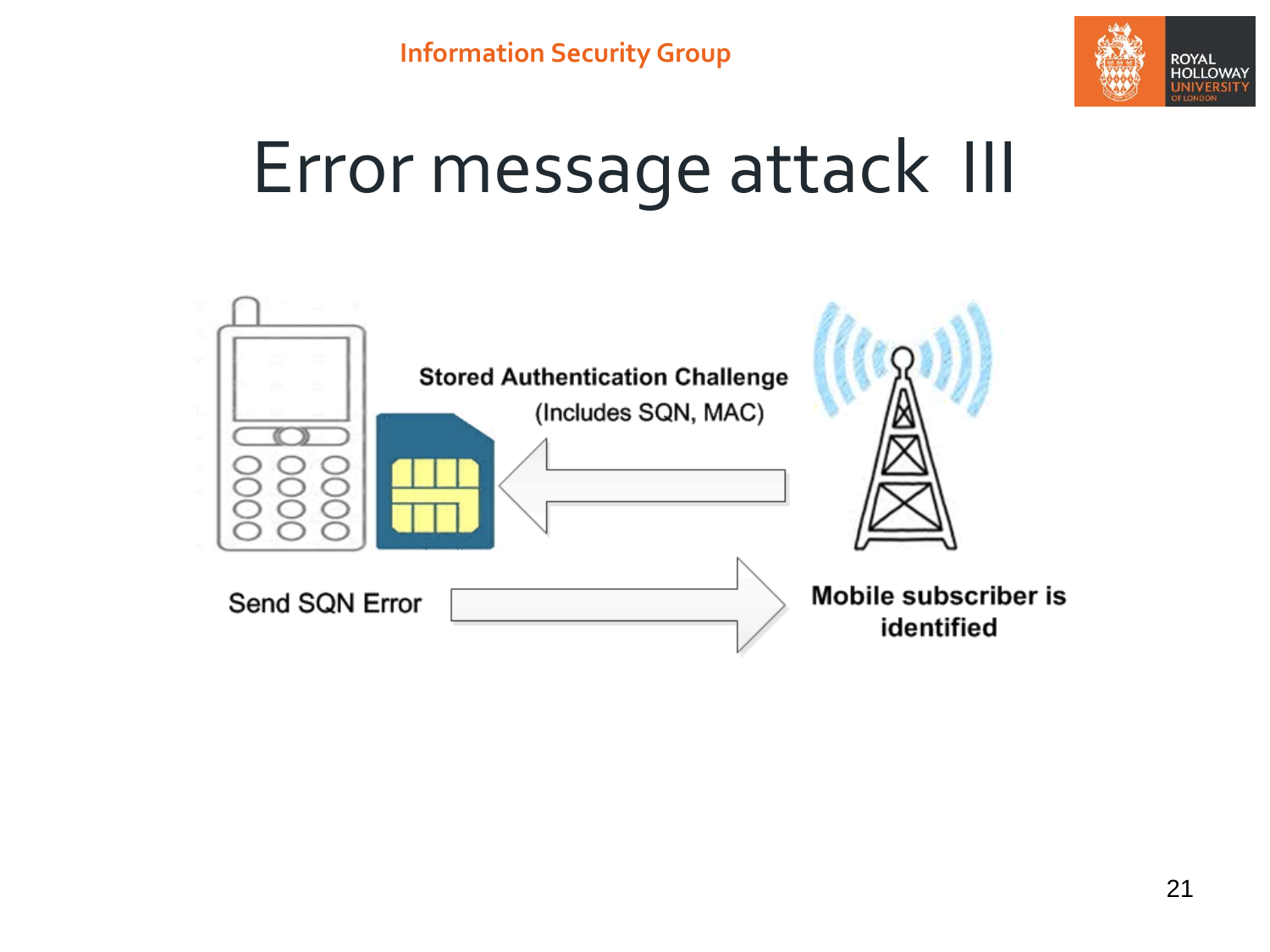# Error message attack III

Stored Authentication Challenge

(Includes SQN, MAC)

Send SQN Error

Mobile subscriber is identified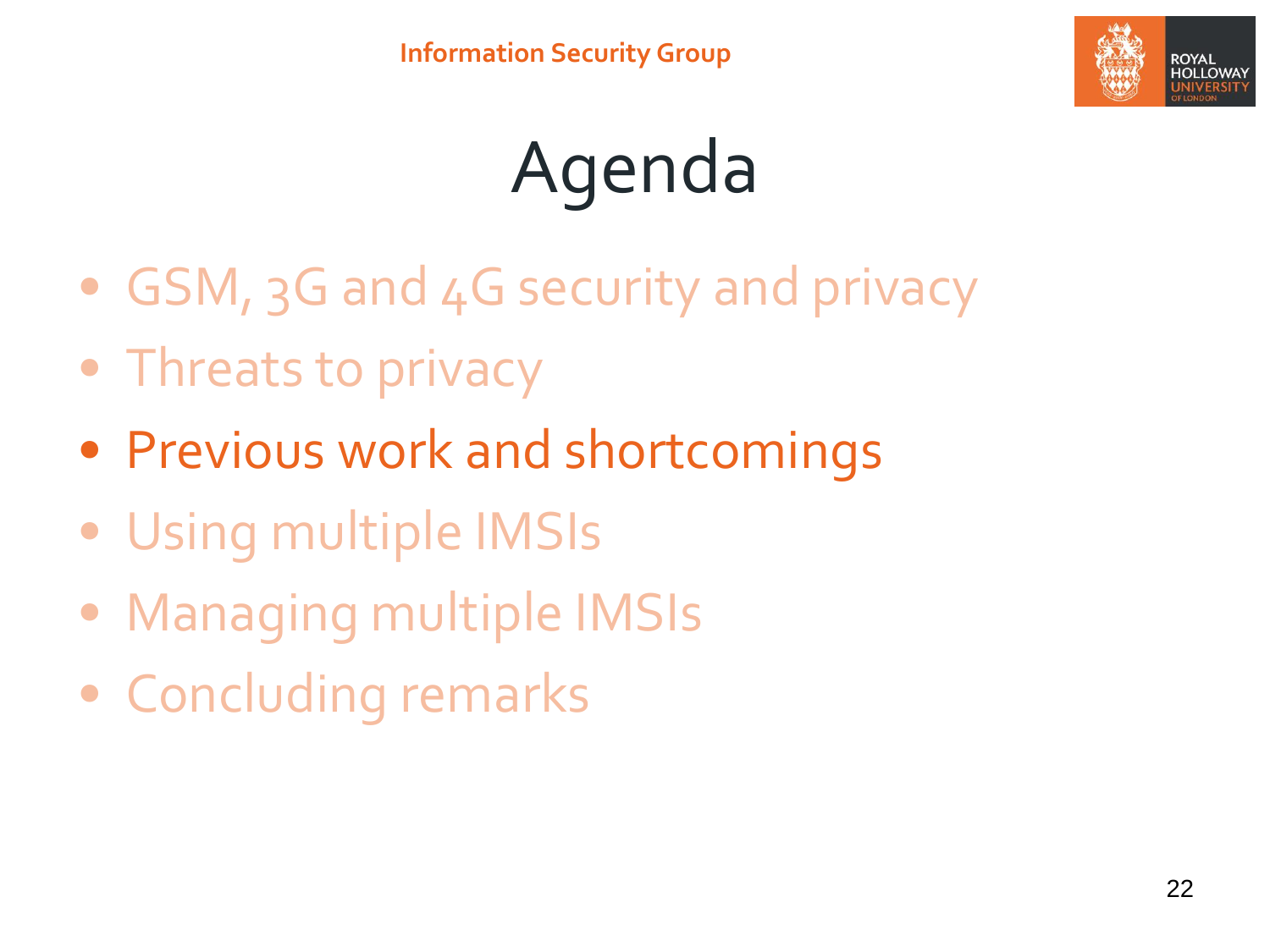# Agenda

- GSM, 3G and 4G security and privacy
- Threats to privacy
- **Previous work and shortcomings**
- Using multiple IMSIs
- Managing multiple IMSIs
- Concluding remarks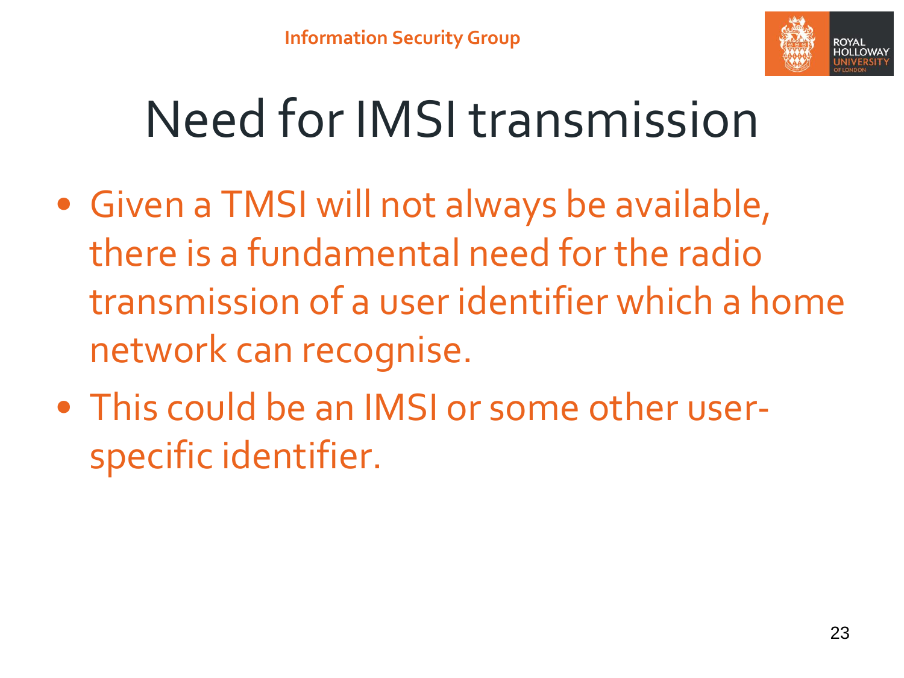# Need for IMSI transmission

- Given a TMSI will not always be available, there is a fundamental need for the radio transmission of a user identifier which a home network can recognise.
- This could be an IMSI or some other user-specific identifier.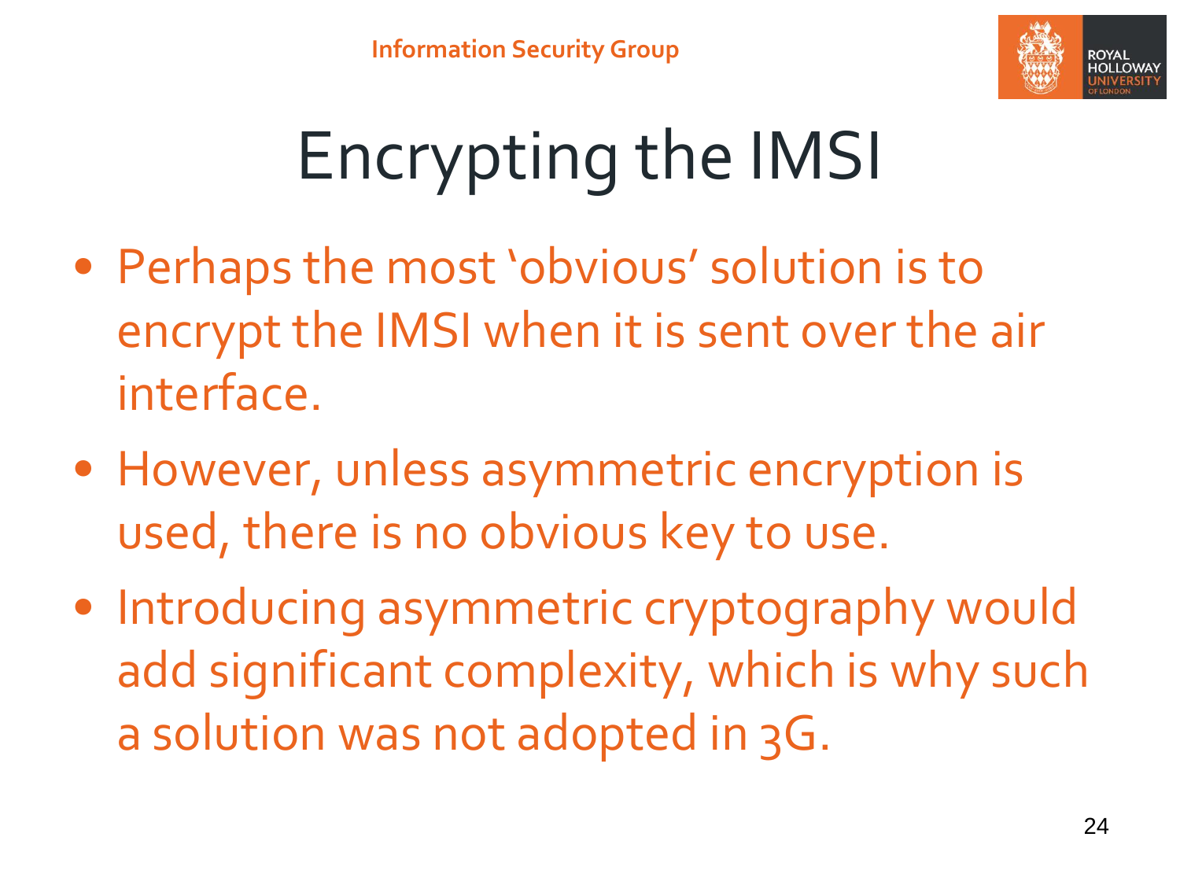# Encrypting the IMSI

- Perhaps the most 'obvious' solution is to encrypt the IMSI when it is sent over the air interface.
- However, unless asymmetric encryption is used, there is no obvious key to use.
- Introducing asymmetric cryptography would add significant complexity, which is why such a solution was not adopted in 3G.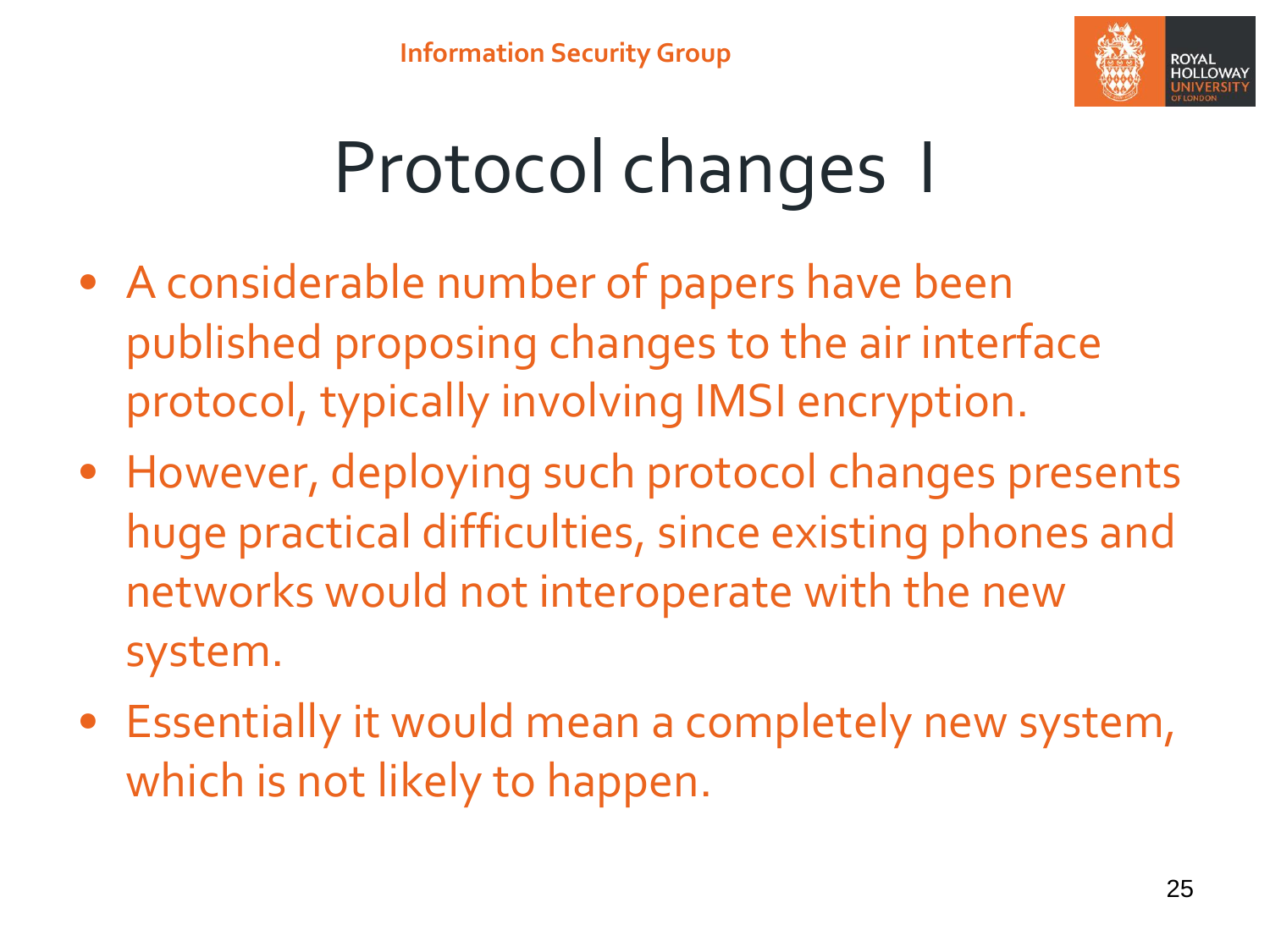# Protocol changes I

- A considerable number of papers have been published proposing changes to the air interface protocol, typically involving IMSI encryption.
- However, deploying such protocol changes presents huge practical difficulties, since existing phones and networks would not interoperate with the new system.
- Essentially it would mean a completely new system, which is not likely to happen.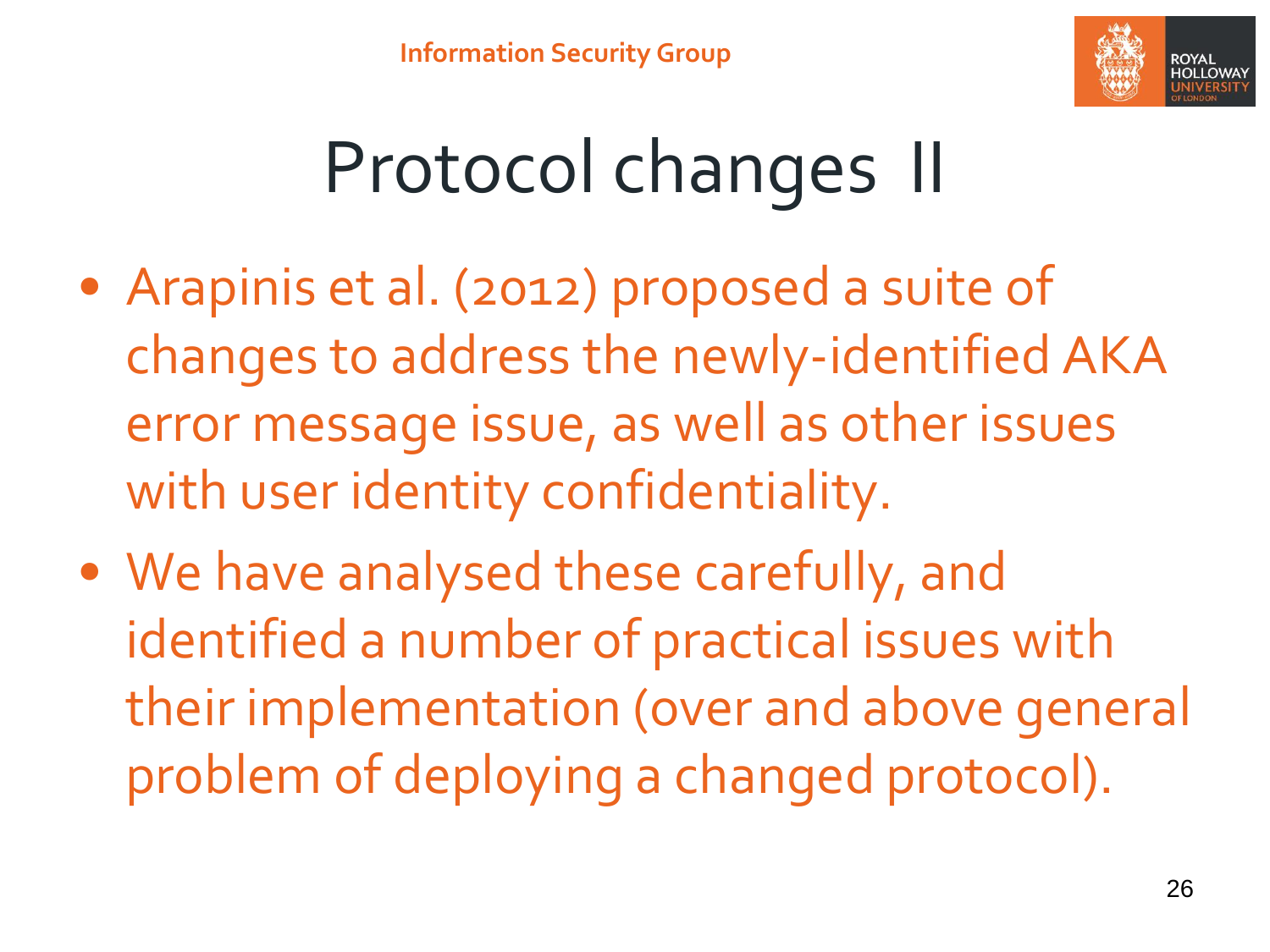# Protocol changes II

- Arapinis et al. (2012) proposed a suite of changes to address the newly-identified AKA error message issue, as well as other issues with user identity confidentiality.
- We have analysed these carefully, and identified a number of practical issues with their implementation (over and above general problem of deploying a changed protocol).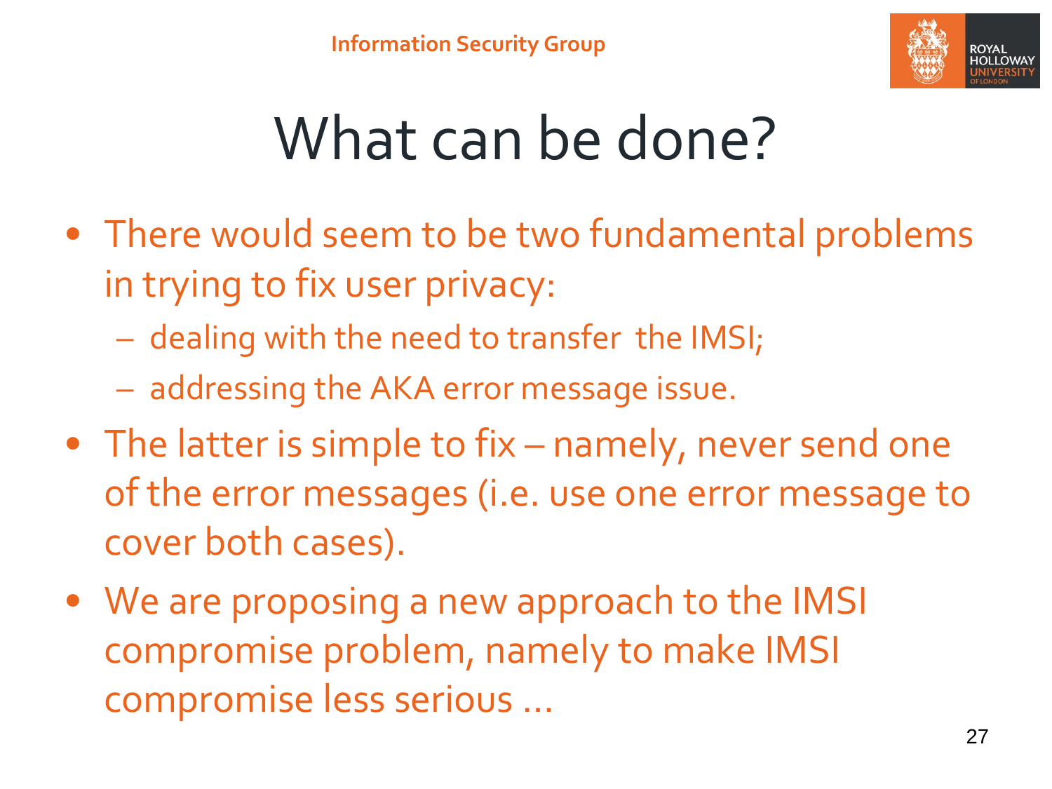# What can be done?

- There would seem to be two fundamental problems in trying to fix user privacy:
  - dealing with the need to transfer the IMSI;
  - addressing the AKA error message issue.
- The latter is simple to fix – namely, never send one of the error messages (i.e. use one error message to cover both cases).
- We are proposing a new approach to the IMSI compromise problem, namely to make IMSI compromise less serious ...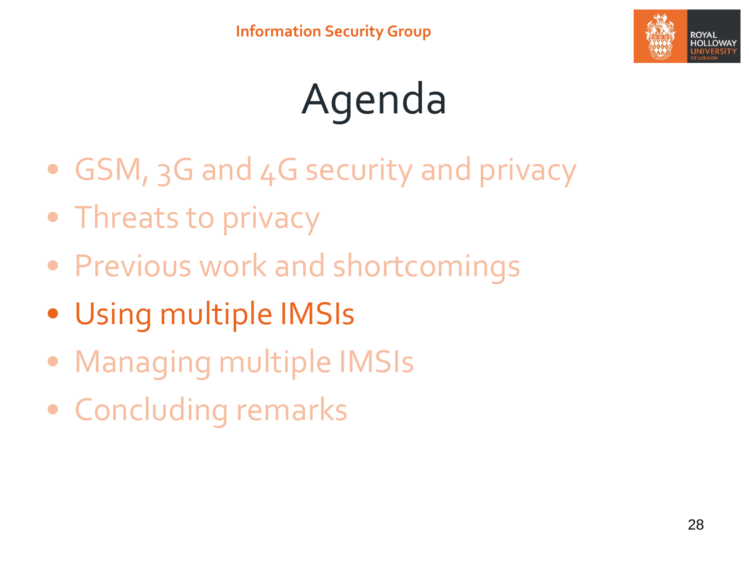# Agenda

- GSM, 3G and 4G security and privacy
- Threats to privacy
- Previous work and shortcomings
- **Using multiple IMSIs**
- Managing multiple IMSIs
- Concluding remarks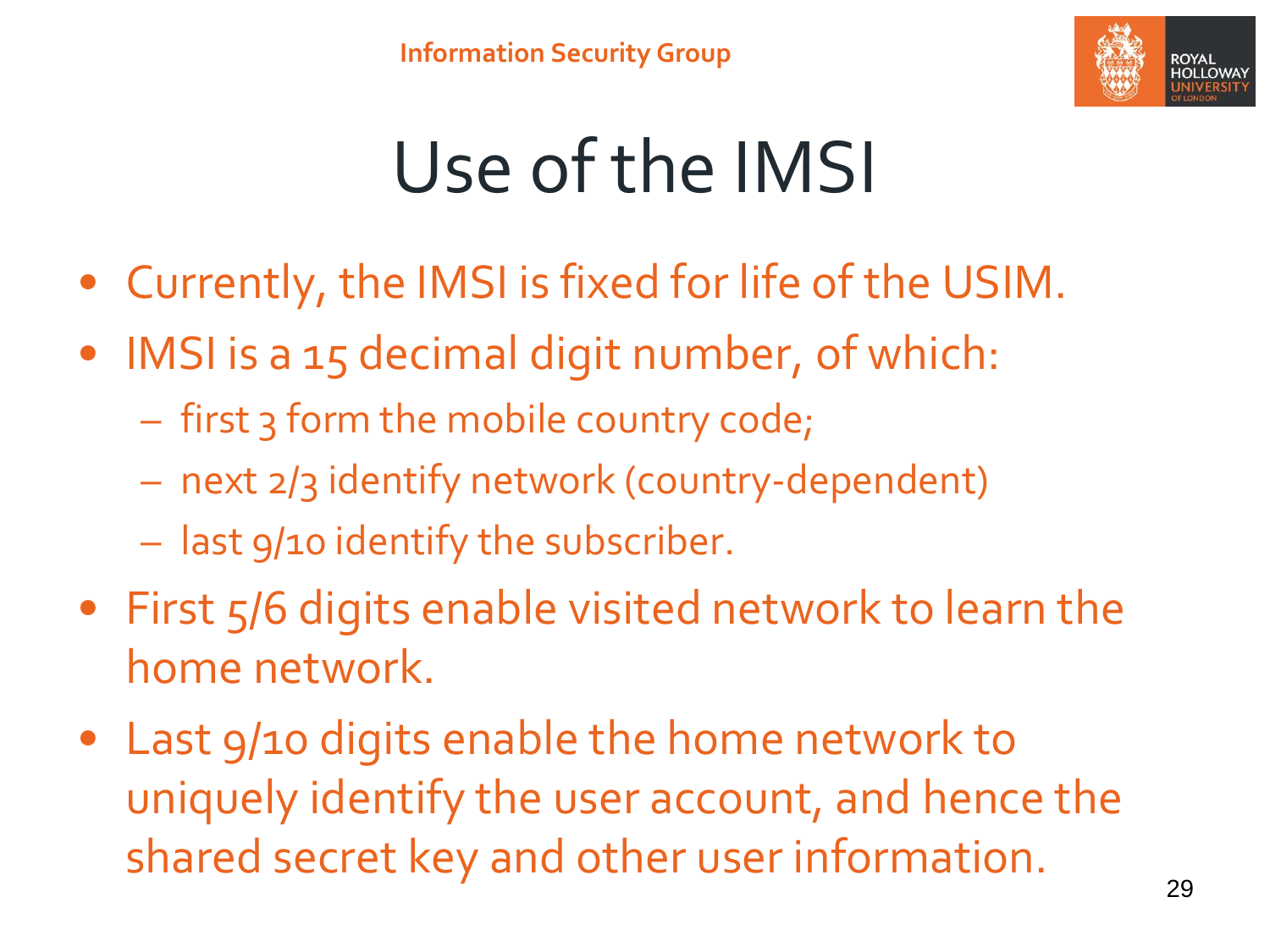# Use of the IMSI

- Currently, the IMSI is fixed for life of the USIM.
- IMSI is a 15 decimal digit number, of which:
  - first 3 form the mobile country code;
  - next 2/3 identify network (country-dependent)
  - last 9/10 identify the subscriber.
- First 5/6 digits enable visited network to learn the home network.
- Last 9/10 digits enable the home network to uniquely identify the user account, and hence the shared secret key and other user information.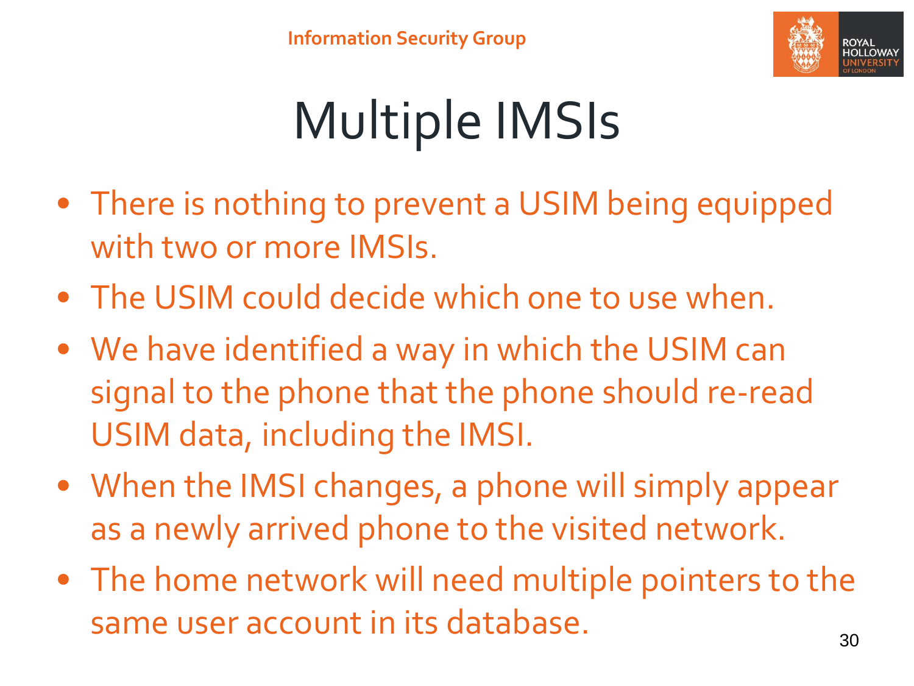# Multiple IMSIs

- There is nothing to prevent a USIM being equipped with two or more IMSIs.
- The USIM could decide which one to use when.
- We have identified a way in which the USIM can signal to the phone that the phone should re-read USIM data, including the IMSI.
- When the IMSI changes, a phone will simply appear as a newly arrived phone to the visited network.
- The home network will need multiple pointers to the same user account in its database.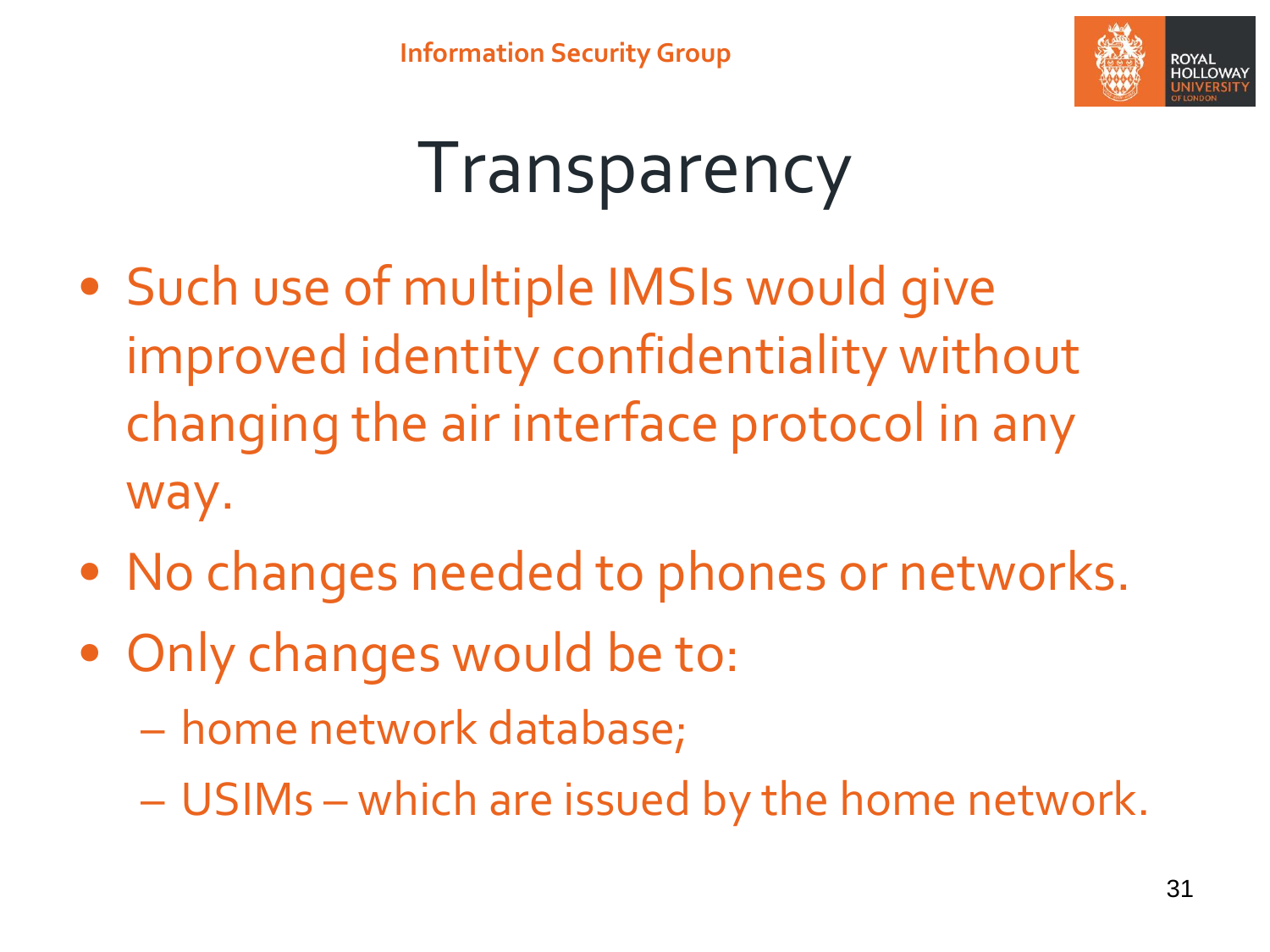# Transparency

- Such use of multiple IMSIs would give improved identity confidentiality without changing the air interface protocol in any way.
- No changes needed to phones or networks.
- Only changes would be to:
  - home network database;
  - USIMs – which are issued by the home network.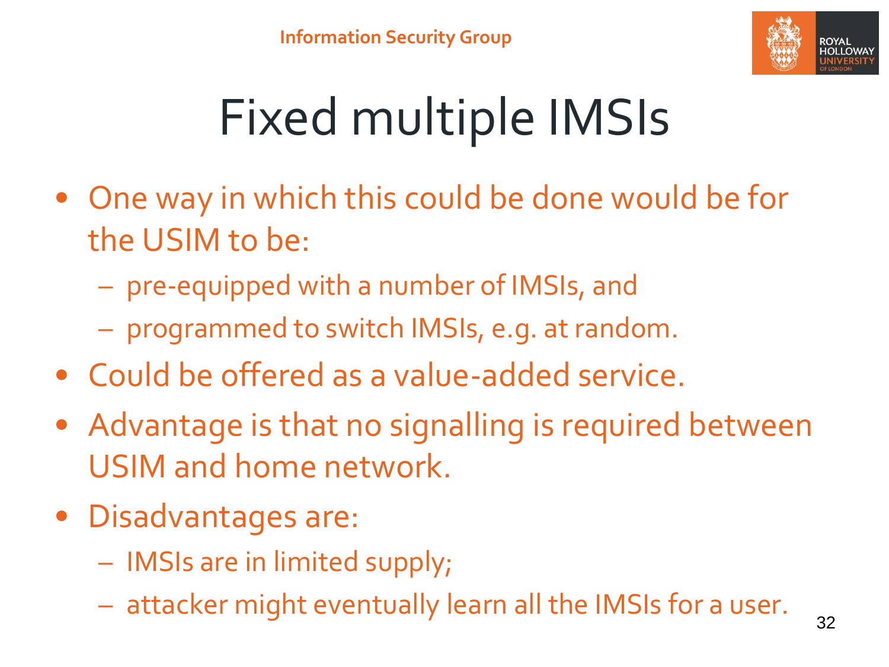# Fixed multiple IMSIs

- One way in which this could be done would be for the USIM to be:
  - pre-equipped with a number of IMSIs, and
  - programmed to switch IMSIs, e.g. at random.
- Could be offered as a value-added service.
- Advantage is that no signalling is required between USIM and home network.
- Disadvantages are:
  - IMSIs are in limited supply;
  - attacker might eventually learn all the IMSIs for a user.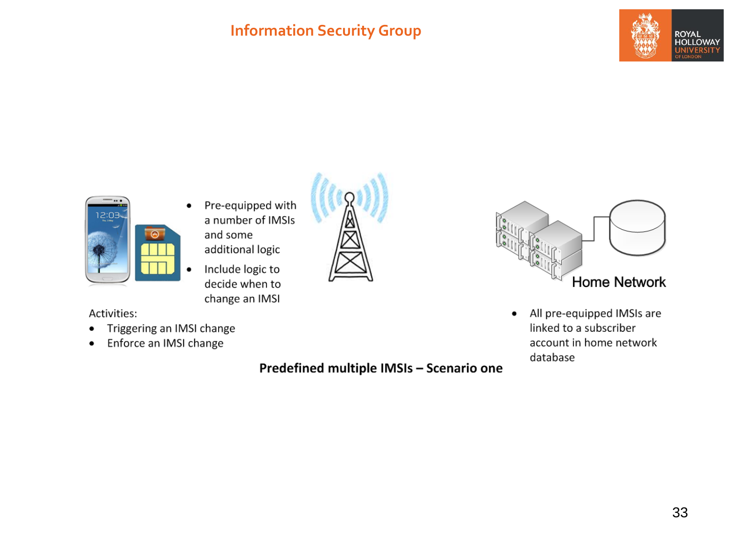- Pre-equipped with a number of IMSIs and some additional logic
- Include logic to decide when to change an IMSI

Activities:

- Triggering an IMSI change
- Enforce an IMSI change

Home Network

- All pre-equipped IMSIs are linked to a subscriber account in home network database

**Predefined multiple IMSIs – Scenario one**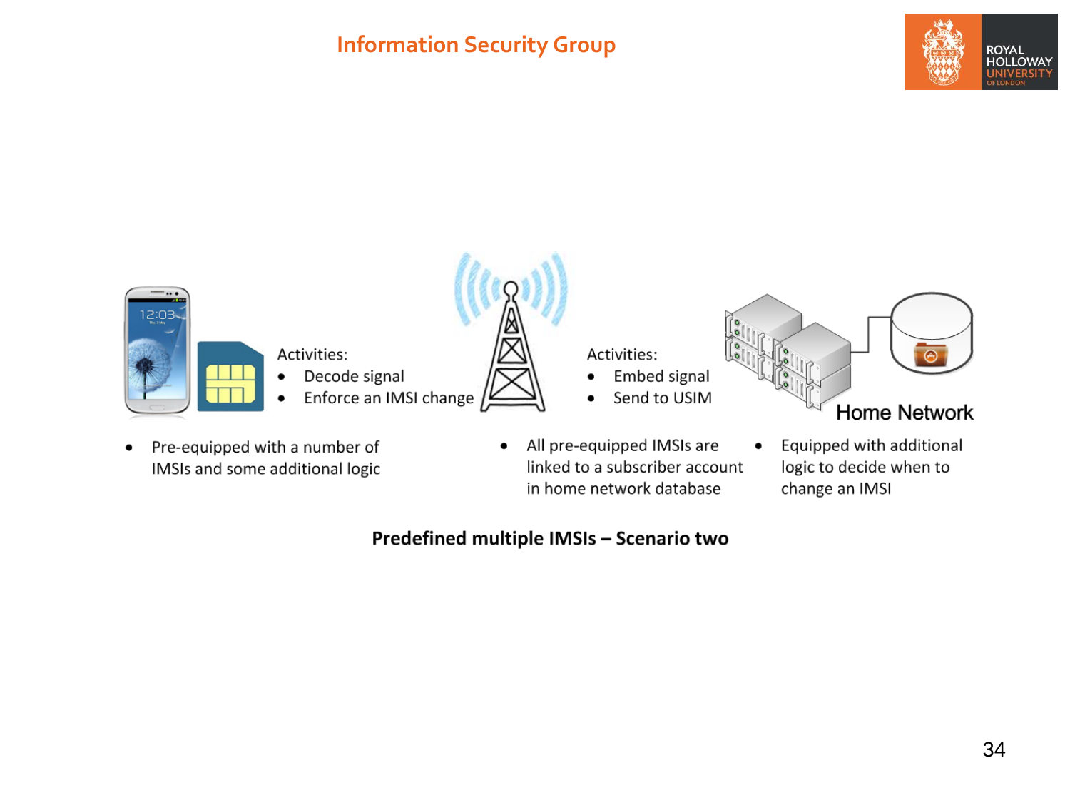Activities:

- Decode signal
- Enforce an IMSI change

Activities:

- Embed signal
- Send to USIM

Home Network

- Pre-equipped with a number of IMSIs and some additional logic

- All pre-equipped IMSIs are linked to a subscriber account in home network database

- Equipped with additional logic to decide when to change an IMSI

**Predefined multiple IMSIs – Scenario two**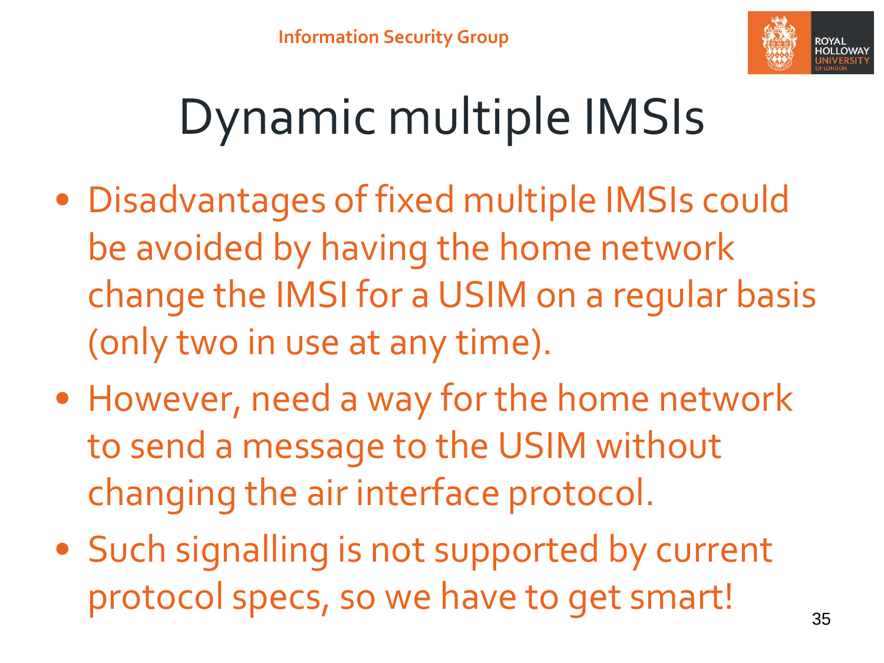# Dynamic multiple IMSIs

- Disadvantages of fixed multiple IMSIs could be avoided by having the home network change the IMSI for a USIM on a regular basis (only two in use at any time).
- However, need a way for the home network to send a message to the USIM without changing the air interface protocol.
- Such signalling is not supported by current protocol specs, so we have to get smart!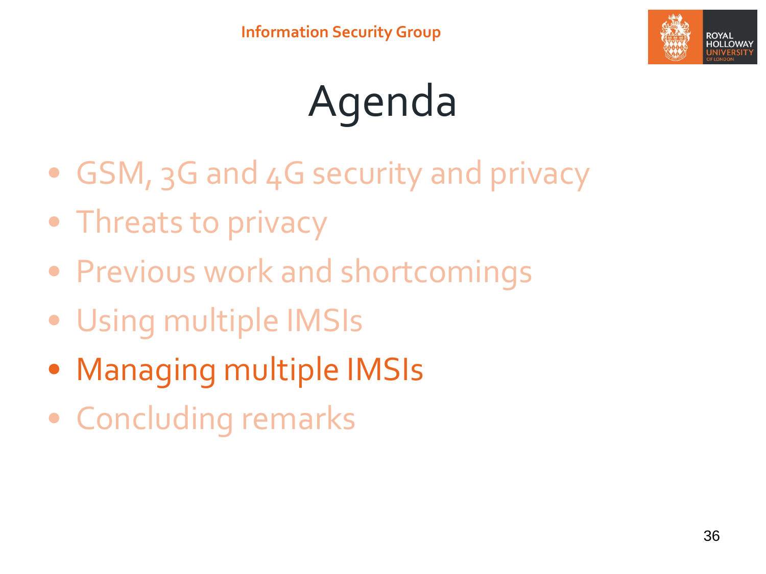# Agenda

- GSM, 3G and 4G security and privacy
- Threats to privacy
- Previous work and shortcomings
- Using multiple IMSIs
- **Managing multiple IMSIs**
- Concluding remarks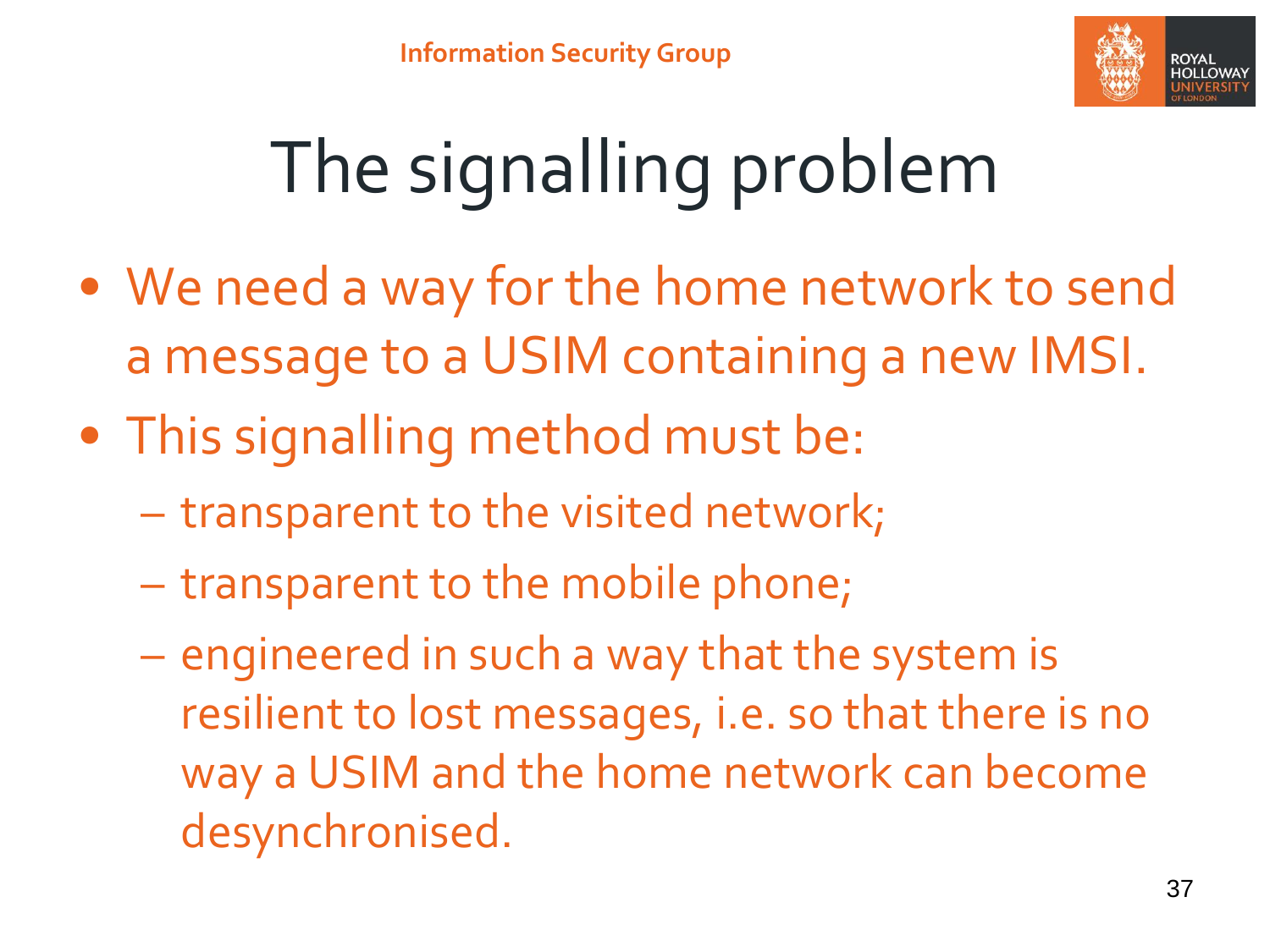# The signalling problem

- We need a way for the home network to send a message to a USIM containing a new IMSI.
- This signalling method must be:
  - transparent to the visited network;
  - transparent to the mobile phone;
  - engineered in such a way that the system is resilient to lost messages, i.e. so that there is no way a USIM and the home network can become desynchronised.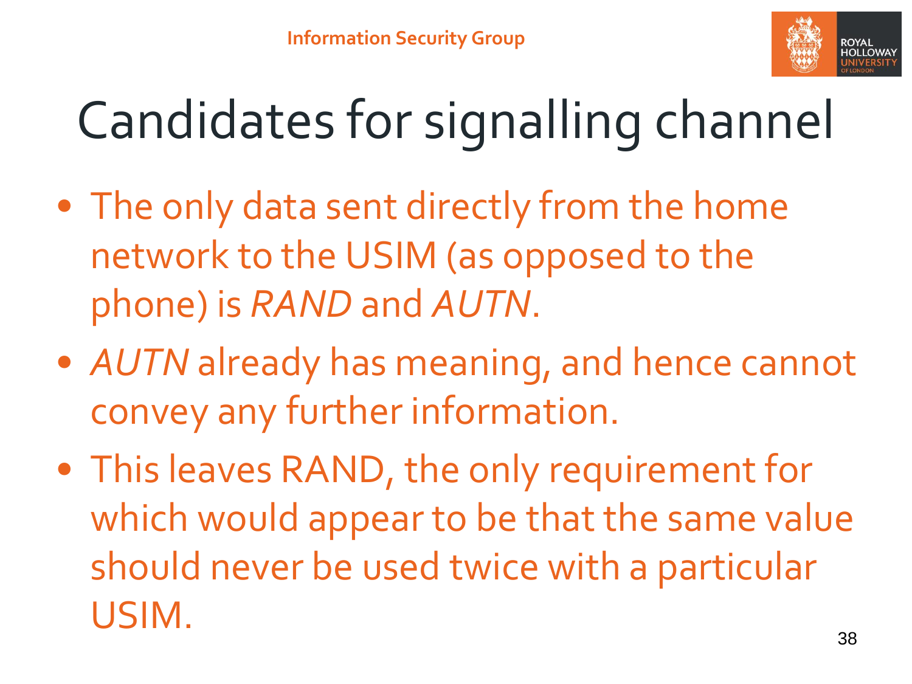# Candidates for signalling channel

- The only data sent directly from the home network to the USIM (as opposed to the phone) is *RAND* and *AUTN*.
- *AUTN* already has meaning, and hence cannot convey any further information.
- This leaves RAND, the only requirement for which would appear to be that the same value should never be used twice with a particular USIM.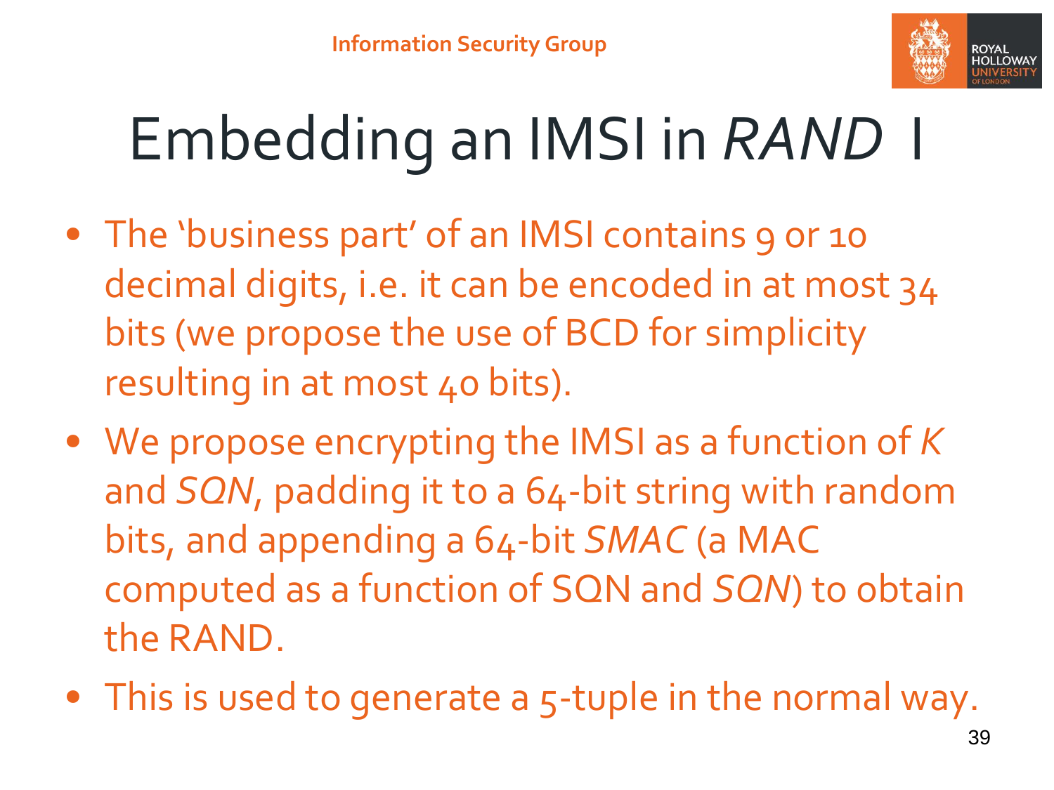# Embedding an IMSI in *RAND* I

- The 'business part' of an IMSI contains 9 or 10 decimal digits, i.e. it can be encoded in at most 34 bits (we propose the use of BCD for simplicity resulting in at most 40 bits).
- We propose encrypting the IMSI as a function of *K* and *SQN*, padding it to a 64-bit string with random bits, and appending a 64-bit *SMAC* (a MAC computed as a function of SQN and *SQN*) to obtain the RAND.
- This is used to generate a 5-tuple in the normal way.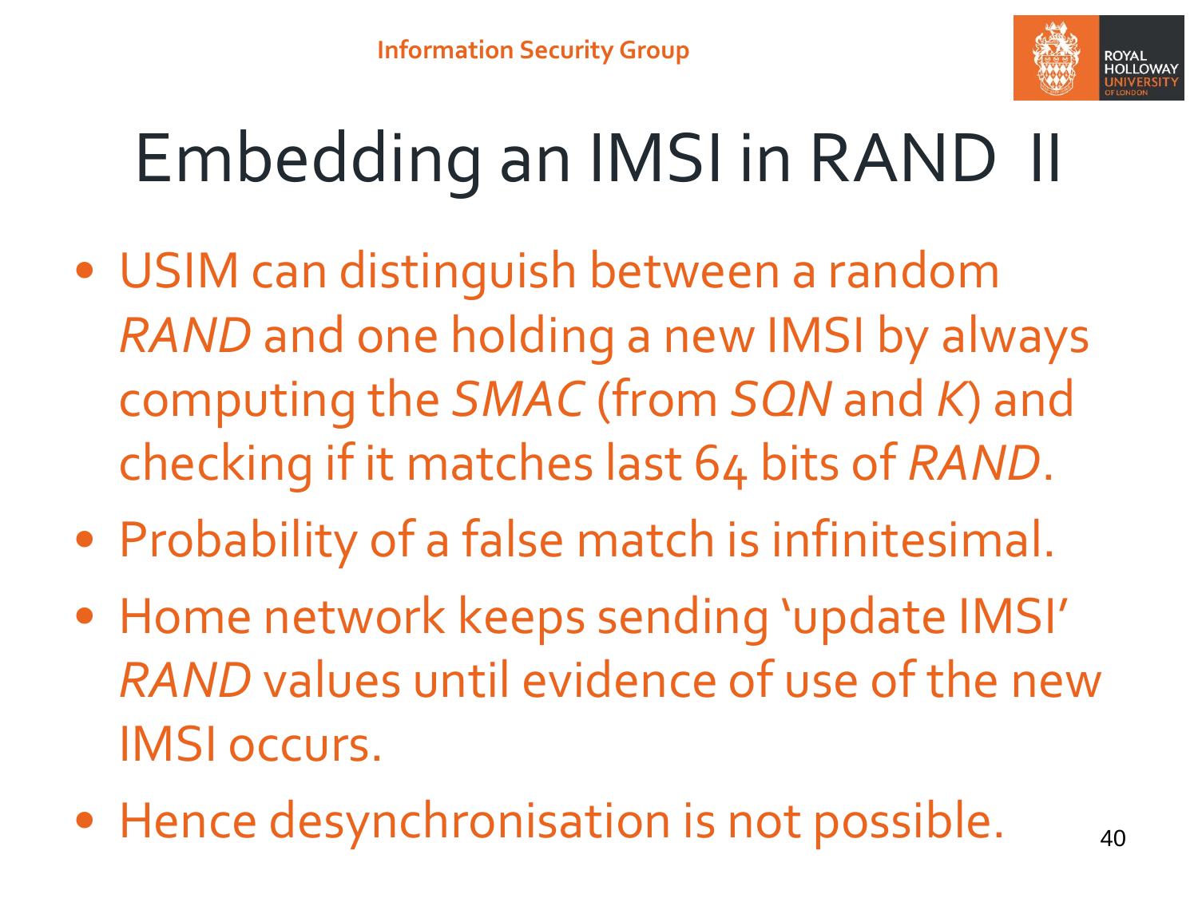# Embedding an IMSI in RAND II

- USIM can distinguish between a random *RAND* and one holding a new IMSI by always computing the *SMAC* (from *SQN* and *K*) and checking if it matches last 64 bits of *RAND*.
- Probability of a false match is infinitesimal.
- Home network keeps sending 'update IMSI' *RAND* values until evidence of use of the new IMSI occurs.
- Hence desynchronisation is not possible.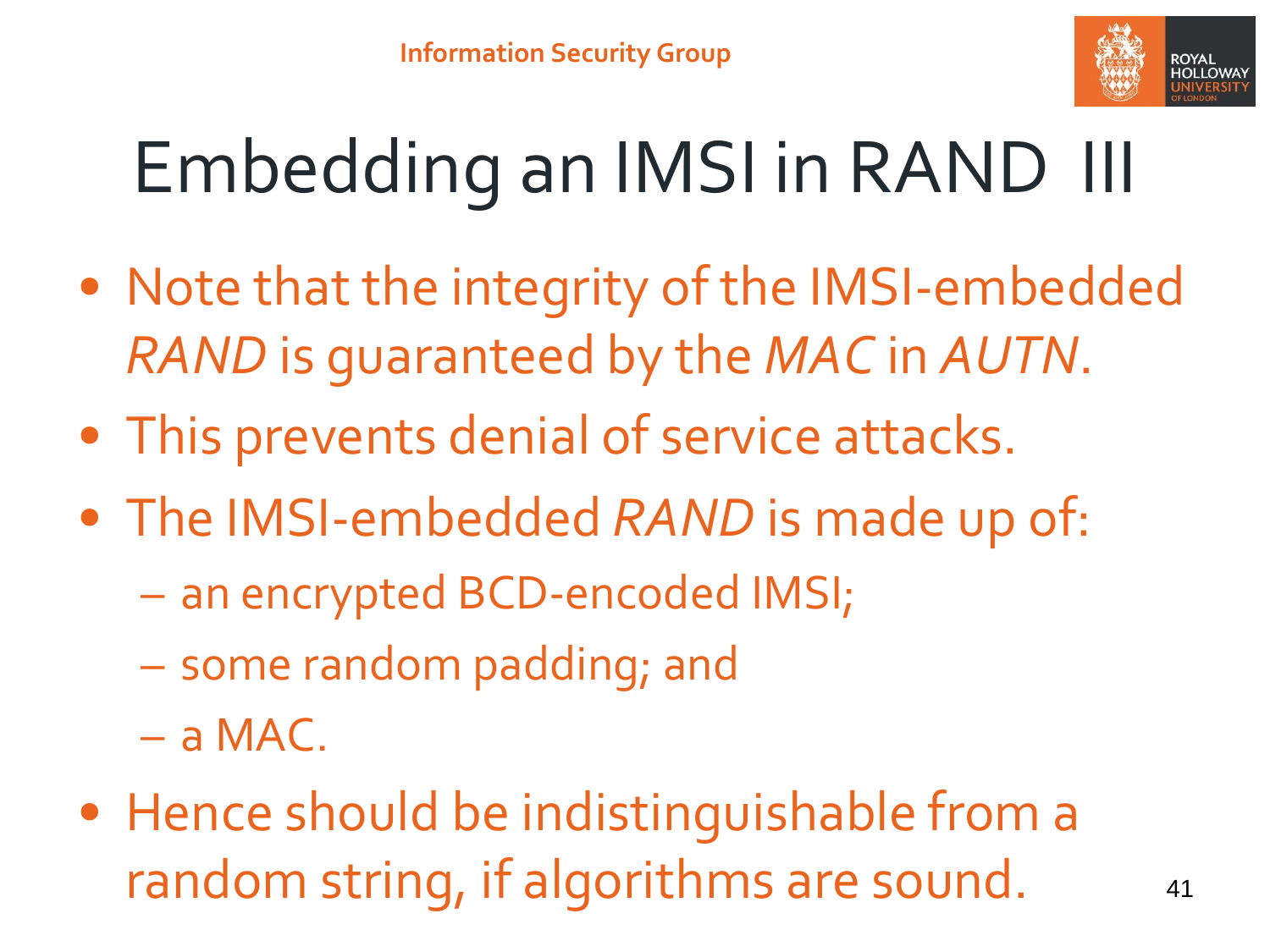# Embedding an IMSI in RAND III

- Note that the integrity of the IMSI-embedded *RAND* is guaranteed by the *MAC* in *AUTN*.
- This prevents denial of service attacks.
- The IMSI-embedded *RAND* is made up of:
  - an encrypted BCD-encoded IMSI;
  - some random padding; and
  - a MAC.
- Hence should be indistinguishable from a random string, if algorithms are sound.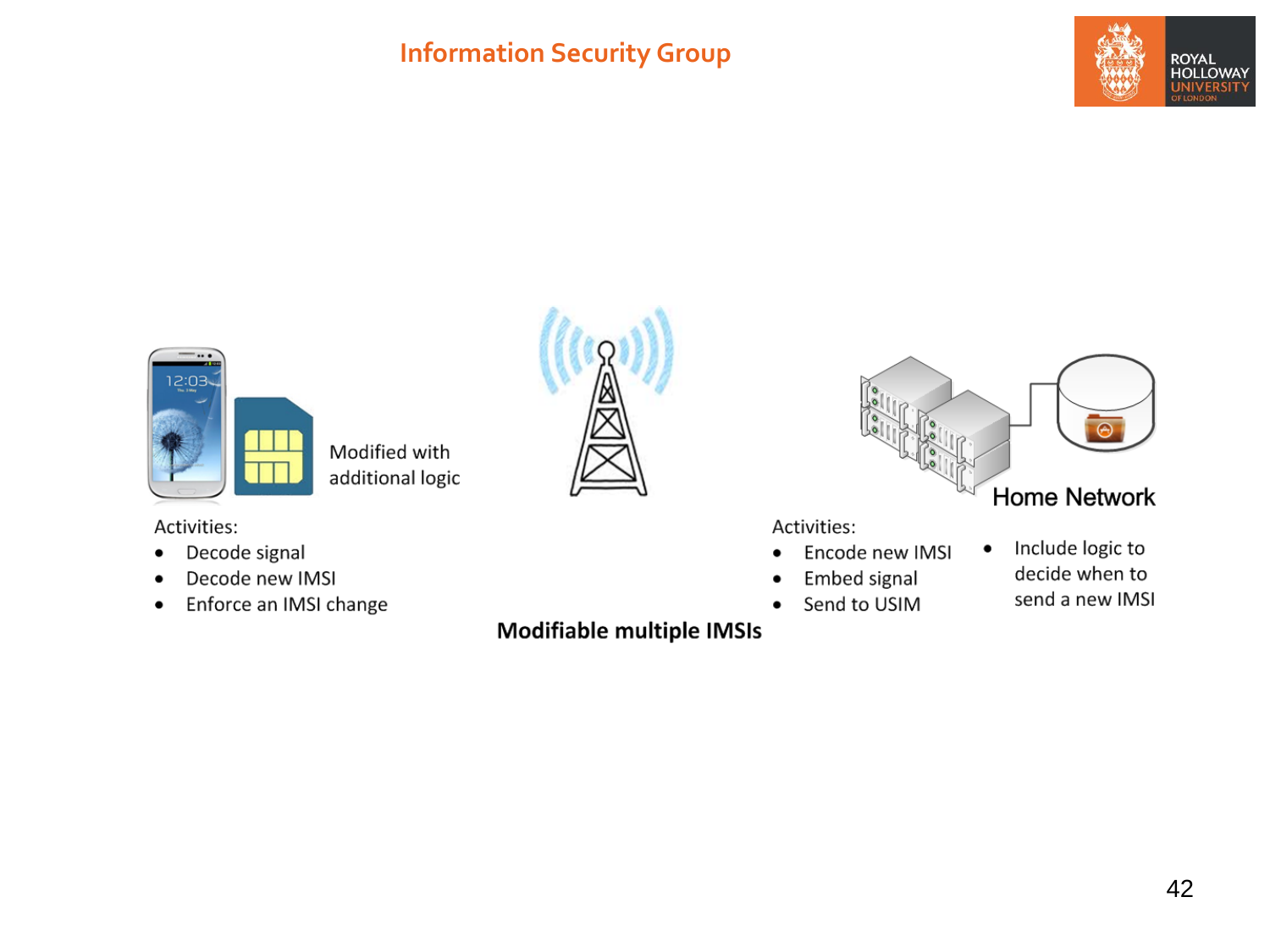Modified with additional logic

Activities:

- Decode signal
- Decode new IMSI
- Enforce an IMSI change

Home Network

Activities:

- Encode new IMSI
- Embed signal
- Send to USIM

- Include logic to decide when to send a new IMSI

**Modifiable multiple IMSIs**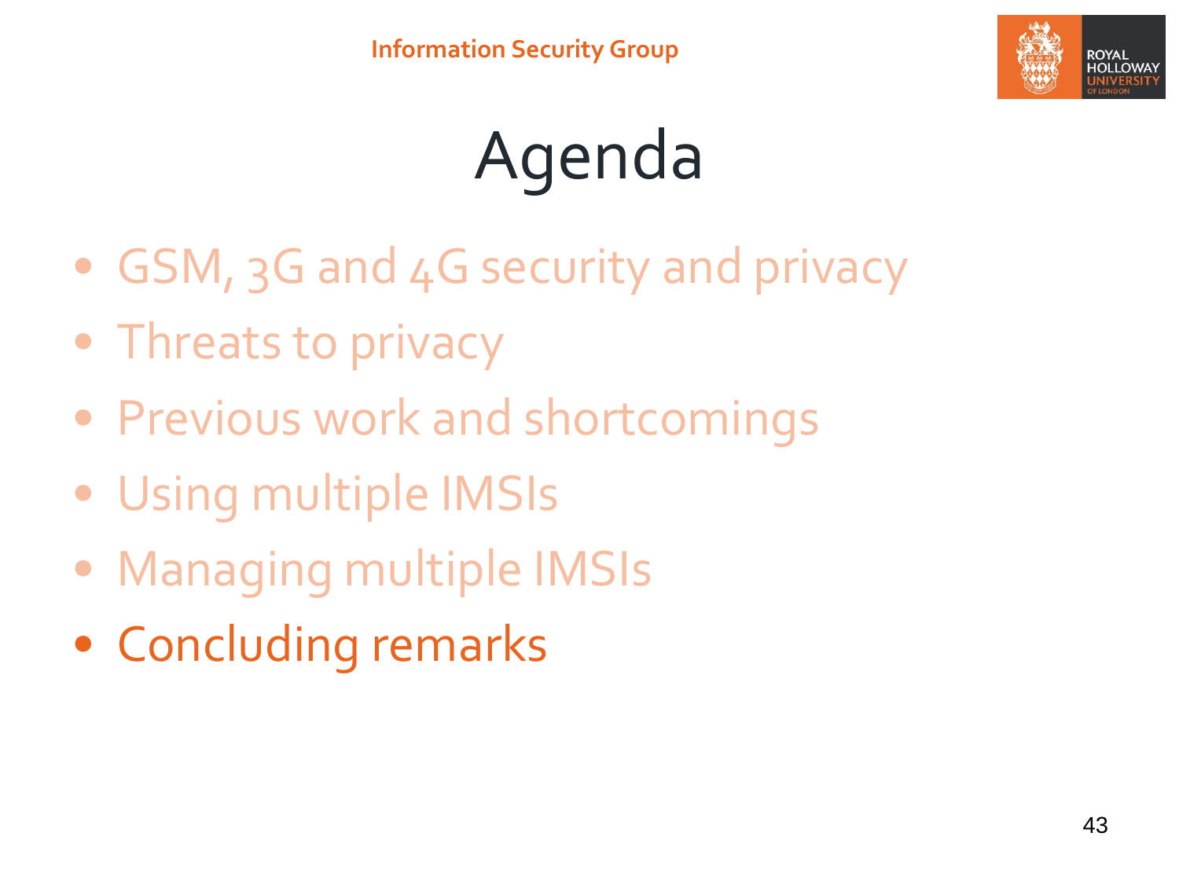# Agenda

- GSM, 3G and 4G security and privacy
- Threats to privacy
- Previous work and shortcomings
- Using multiple IMSIs
- Managing multiple IMSIs
- Concluding remarks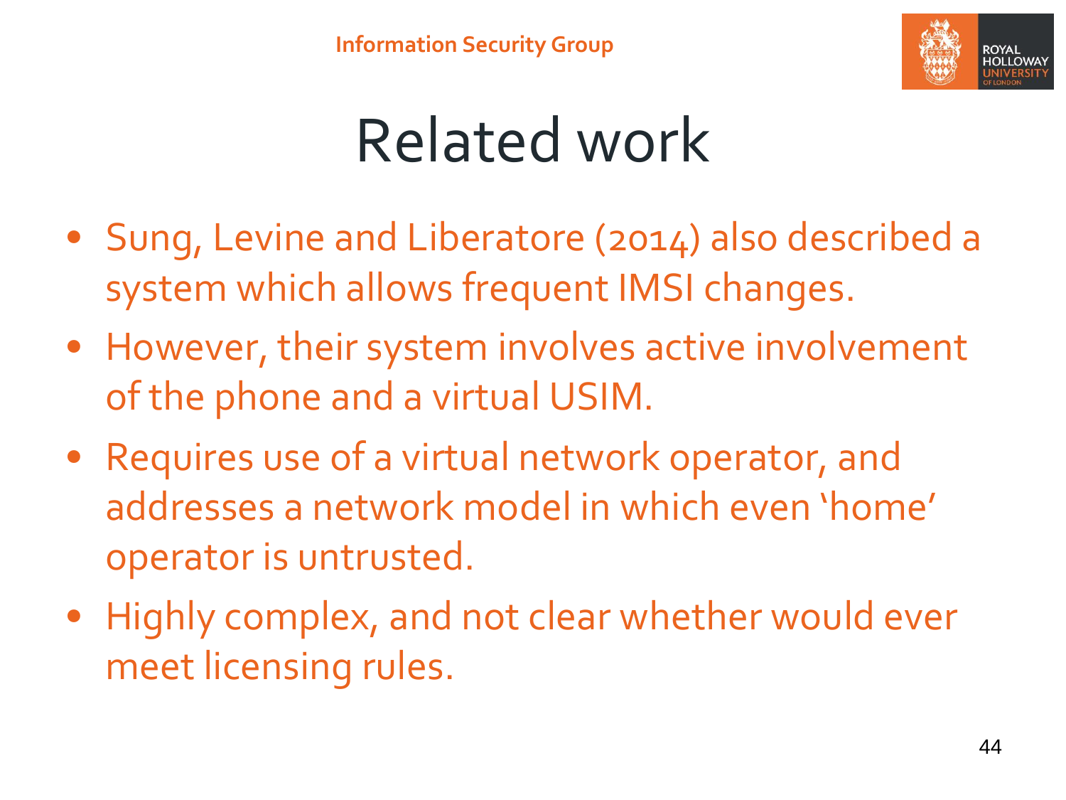# Related work

- Sung, Levine and Liberatore (2014) also described a system which allows frequent IMSI changes.
- However, their system involves active involvement of the phone and a virtual USIM.
- Requires use of a virtual network operator, and addresses a network model in which even 'home' operator is untrusted.
- Highly complex, and not clear whether would ever meet licensing rules.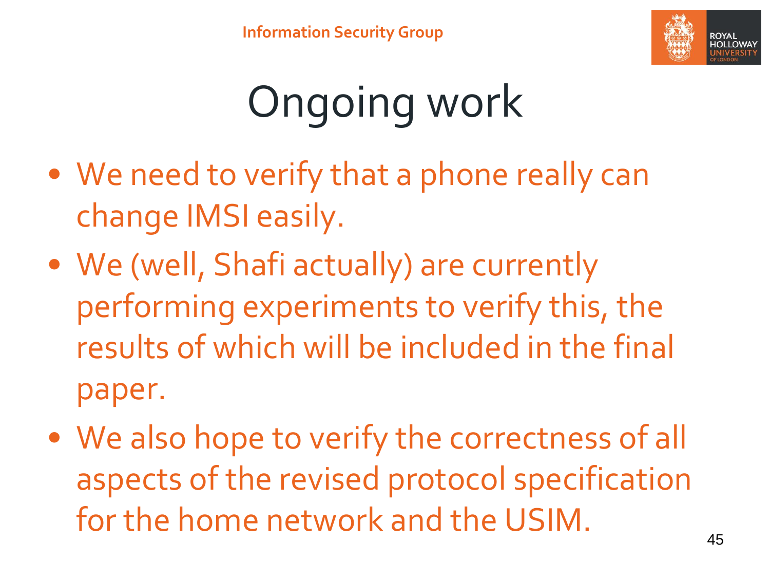# Ongoing work

- We need to verify that a phone really can change IMSI easily.
- We (well, Shafi actually) are currently performing experiments to verify this, the results of which will be included in the final paper.
- We also hope to verify the correctness of all aspects of the revised protocol specification for the home network and the USIM.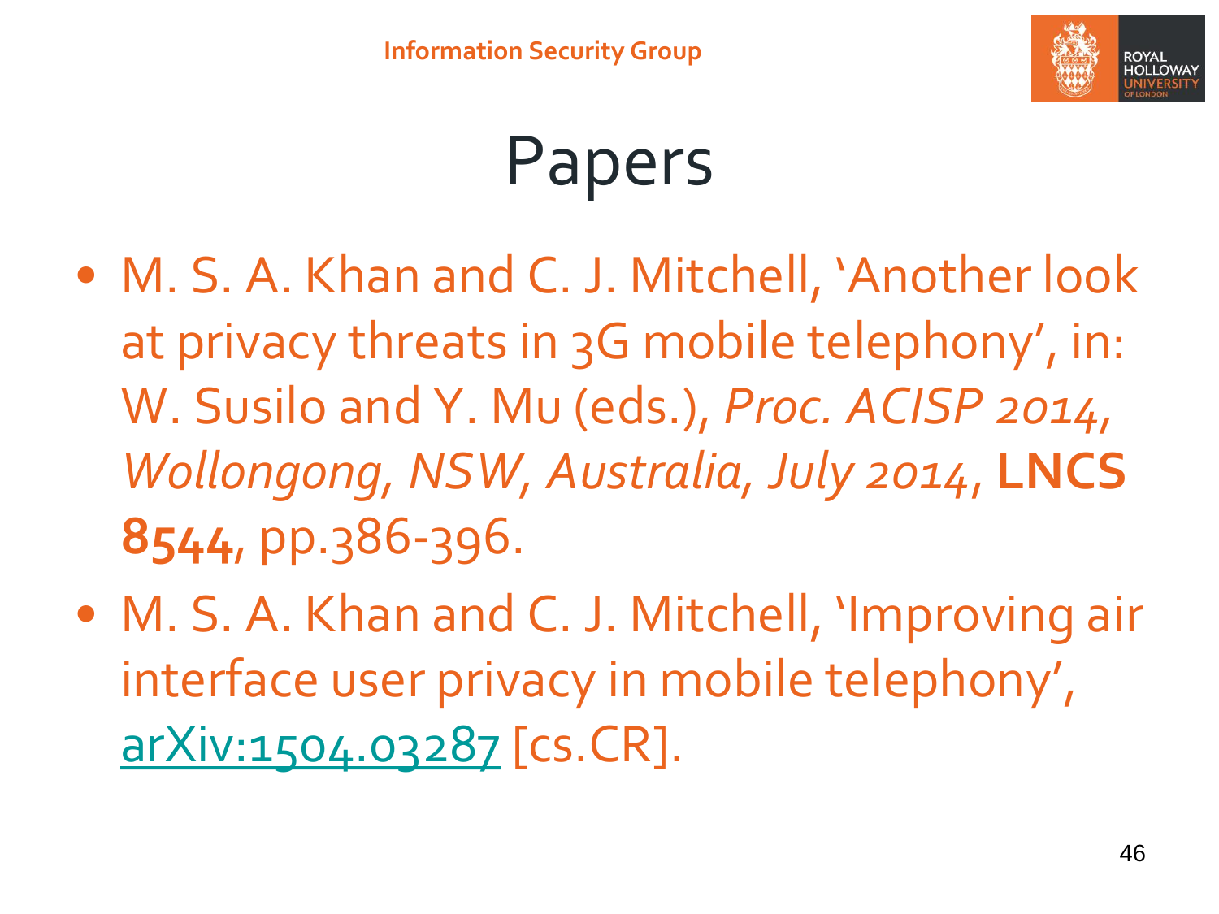# Papers

- M. S. A. Khan and C. J. Mitchell, 'Another look at privacy threats in 3G mobile telephony', in: W. Susilo and Y. Mu (eds.), *Proc. ACISP 2014, Wollongong, NSW, Australia, July 2014*, **LNCS 8544**, pp.386-396.
- M. S. A. Khan and C. J. Mitchell, 'Improving air interface user privacy in mobile telephony', arXiv:1504.03287 [cs.CR].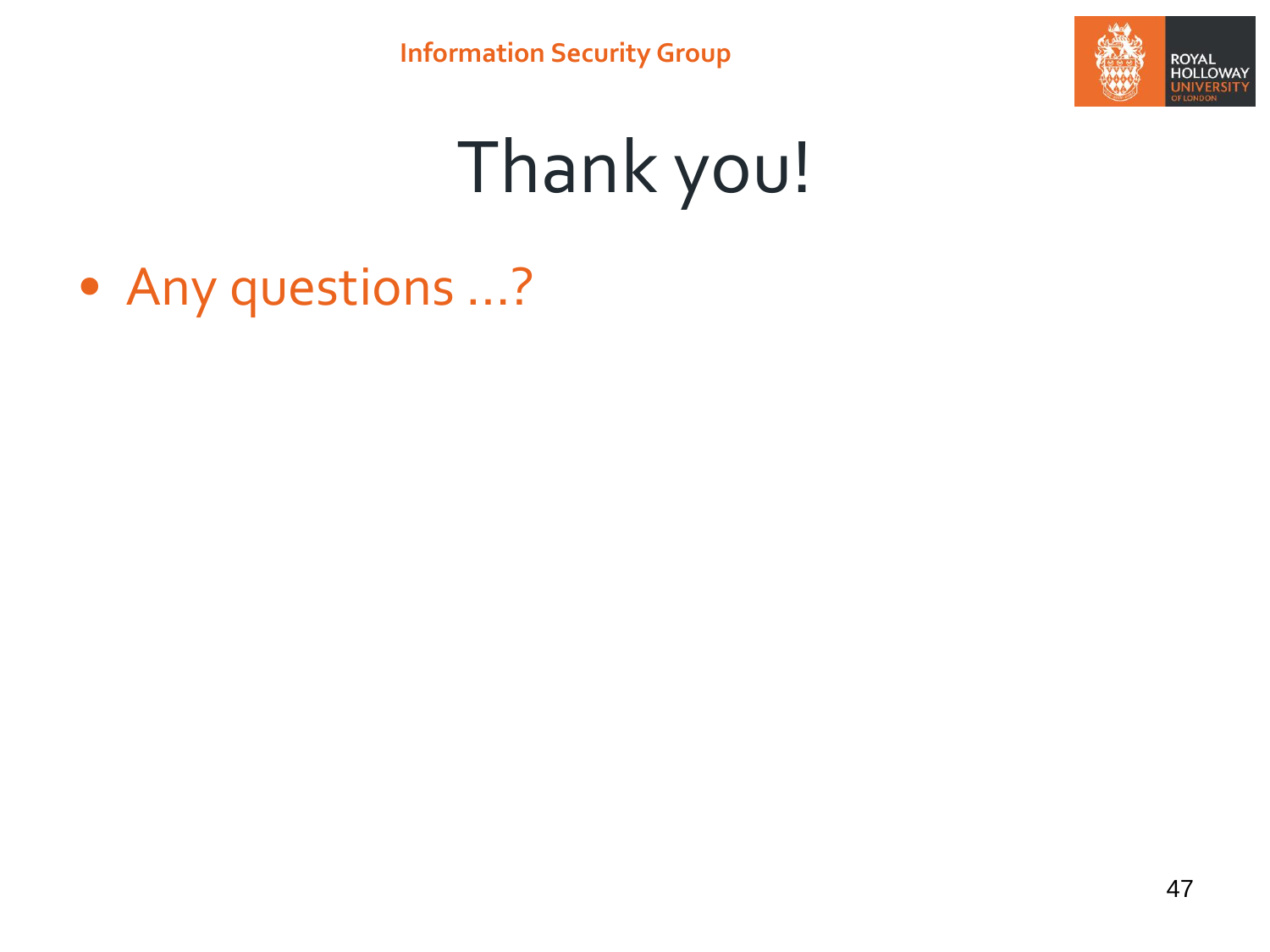# Thank you!

- Any questions ...?